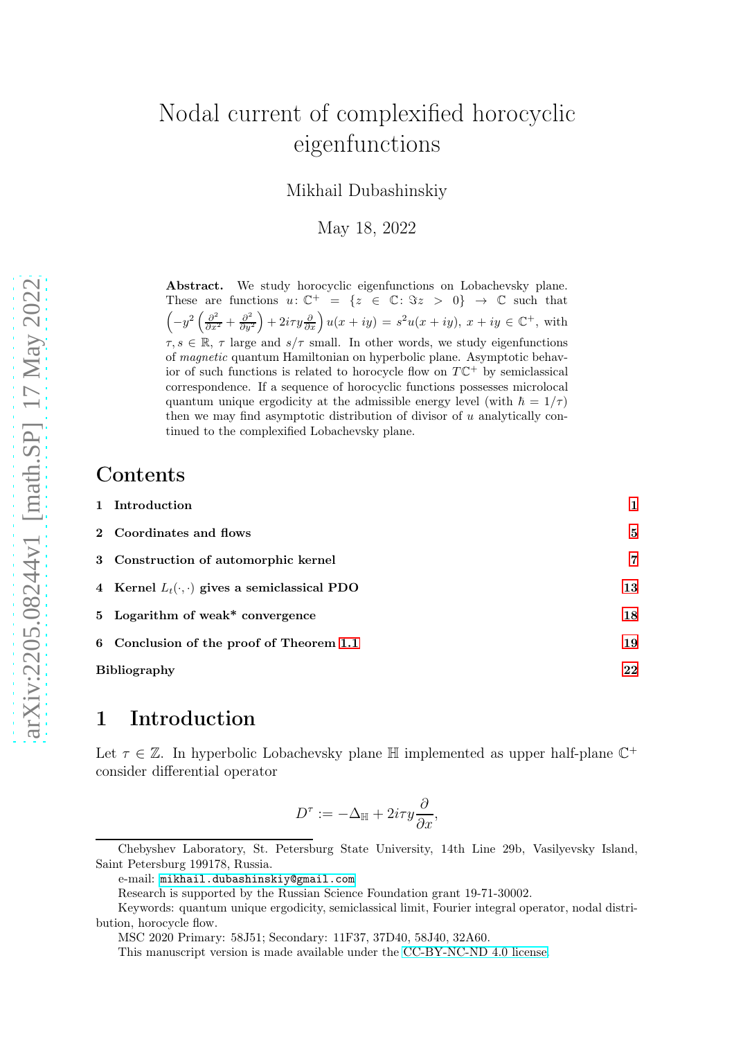# Nodal current of complexified horocyclic eigenfunctions

Mikhail Dubashinskiy

May 18, 2022

**Abstract.** We study horocyclic eigenfunctions on Lobachevsky plane. These are functions $u\colon \mathbb{C}^+ = \{z \in \mathbb{C}\colon \Im z > 0\} \to \mathbb{C}$ such that $\left(-y^2\left(\frac{\partial^2}{\partial x^2} + \frac{\partial^2}{\partial y^2}\right) + 2i\tau y \frac{\partial}{\partial x}\right) u(x+iy) = s^2 u(x+iy)$, $x+iy \in \mathbb{C}^+$, with $\tau, s \in \mathbb{R}$, $\tau$ large and $s/\tau$ small. In other words, we study eigenfunctions of *magnetic* quantum Hamiltonian on hyperbolic plane. Asymptotic behavior of such functions is related to horocycle flow on $T\mathbb{C}^+$ by semiclassical correspondence. If a sequence of horocyclic functions possesses microlocal quantum unique ergodicity at the admissible energy level (with $\hbar = 1/\tau$) then we may find asymptotic distribution of divisor of $u$ analytically continued to the complexified Lobachevsky plane.

## Contents

1 Introduction — 1

2 Coordinates and flows — 5

3 Construction of automorphic kernel — 7

4 Kernel $L_t(\cdot,\cdot)$ gives a semiclassical PDO — 13

5 Logarithm of weak* convergence — 18

6 Conclusion of the proof of Theorem 1.1 — 19

Bibliography — 22

## 1 Introduction

Let $\tau \in \mathbb{Z}$. In hyperbolic Lobachevsky plane $\mathbb{H}$ implemented as upper half-plane $\mathbb{C}^+$ consider differential operator

$$D^\tau := -\Delta_{\mathbb{H}} + 2i\tau y \frac{\partial}{\partial x},$$

Chebyshev Laboratory, St. Petersburg State University, 14th Line 29b, Vasilyevsky Island, Saint Petersburg 199178, Russia.

e-mail: mikhail.dubashinskiy@gmail.com

Research is supported by the Russian Science Foundation grant 19-71-30002.

Keywords: quantum unique ergodicity, semiclassical limit, Fourier integral operator, nodal distribution, horocycle flow.

MSC 2020 Primary: 58J51; Secondary: 11F37, 37D40, 58J40, 32A60.

This manuscript version is made available under the CC-BY-NC-ND 4.0 license.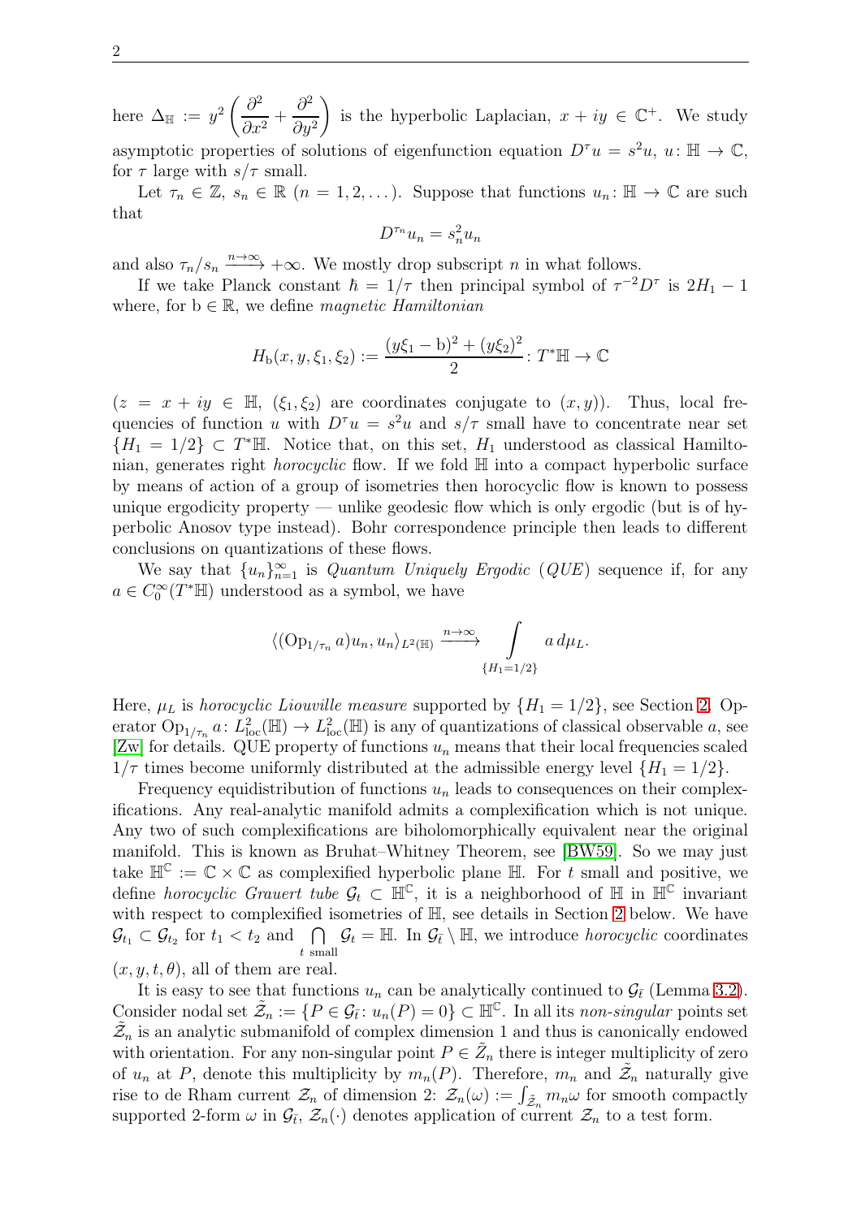here $\Delta_{\mathbb{H}} := y^2 \left( \dfrac{\partial^2}{\partial x^2} + \dfrac{\partial^2}{\partial y^2} \right)$ is the hyperbolic Laplacian, $x + iy \in \mathbb{C}^+$. We study asymptotic properties of solutions of eigenfunction equation $D^\tau u = s^2 u$, $u \colon \mathbb{H} \to \mathbb{C}$, for $\tau$ large with $s/\tau$ small.

Let $\tau_n \in \mathbb{Z}$, $s_n \in \mathbb{R}$ $(n = 1, 2, \dots)$. Suppose that functions $u_n \colon \mathbb{H} \to \mathbb{C}$ are such that

$$D^{\tau_n} u_n = s_n^2 u_n$$

and also $\tau_n / s_n \xrightarrow{n \to \infty} +\infty$. We mostly drop subscript $n$ in what follows.

If we take Planck constant $\hbar = 1/\tau$ then principal symbol of $\tau^{-2} D^\tau$ is $2H_1 - 1$ where, for $\mathrm{b} \in \mathbb{R}$, we define *magnetic Hamiltonian*

$$H_{\mathrm{b}}(x, y, \xi_1, \xi_2) := \frac{(y\xi_1 - \mathrm{b})^2 + (y\xi_2)^2}{2} \colon T^*\mathbb{H} \to \mathbb{C}$$

($z = x + iy \in \mathbb{H}$, $(\xi_1, \xi_2)$ are coordinates conjugate to $(x, y)$). Thus, local frequencies of function $u$ with $D^\tau u = s^2 u$ and $s/\tau$ small have to concentrate near set $\{H_1 = 1/2\} \subset T^*\mathbb{H}$. Notice that, on this set, $H_1$ understood as classical Hamiltonian, generates right *horocyclic* flow. If we fold $\mathbb{H}$ into a compact hyperbolic surface by means of action of a group of isometries then horocyclic flow is known to possess unique ergodicity property — unlike geodesic flow which is only ergodic (but is of hyperbolic Anosov type instead). Bohr correspondence principle then leads to different conclusions on quantizations of these flows.

We say that $\{u_n\}_{n=1}^\infty$ is *Quantum Uniquely Ergodic* (*QUE*) sequence if, for any $a \in C_0^\infty(T^*\mathbb{H})$ understood as a symbol, we have

$$\langle (\mathrm{Op}_{1/\tau_n} a) u_n, u_n \rangle_{L^2(\mathbb{H})} \xrightarrow{n \to \infty} \int\limits_{\{H_1 = 1/2\}} a \, d\mu_L.$$

Here, $\mu_L$ is *horocyclic Liouville measure* supported by $\{H_1 = 1/2\}$, see Section 2. Operator $\mathrm{Op}_{1/\tau_n} a \colon L^2_{\mathrm{loc}}(\mathbb{H}) \to L^2_{\mathrm{loc}}(\mathbb{H})$ is any of quantizations of classical observable $a$, see [Zw] for details. QUE property of functions $u_n$ means that their local frequencies scaled $1/\tau$ times become uniformly distributed at the admissible energy level $\{H_1 = 1/2\}$.

Frequency equidistribution of functions $u_n$ leads to consequences on their complexifications. Any real-analytic manifold admits a complexification which is not unique. Any two of such complexifications are biholomorphically equivalent near the original manifold. This is known as Bruhat–Whitney Theorem, see [BW59]. So we may just take $\mathbb{H}^{\mathbb{C}} := \mathbb{C} \times \mathbb{C}$ as complexified hyperbolic plane $\mathbb{H}$. For $t$ small and positive, we define *horocyclic Grauert tube* $\mathcal{G}_t \subset \mathbb{H}^{\mathbb{C}}$, it is a neighborhood of $\mathbb{H}$ in $\mathbb{H}^{\mathbb{C}}$ invariant with respect to complexified isometries of $\mathbb{H}$, see details in Section 2 below. We have $\mathcal{G}_{t_1} \subset \mathcal{G}_{t_2}$ for $t_1 < t_2$ and $\bigcap\limits_{t \text{ small}} \mathcal{G}_t = \mathbb{H}$. In $\mathcal{G}_{\bar{t}} \setminus \mathbb{H}$, we introduce *horocyclic* coordinates $(x, y, t, \theta)$, all of them are real.

It is easy to see that functions $u_n$ can be analytically continued to $\mathcal{G}_{\bar{t}}$ (Lemma 3.2). Consider nodal set $\tilde{\mathcal{Z}}_n := \{P \in \mathcal{G}_{\bar{t}} \colon u_n(P) = 0\} \subset \mathbb{H}^{\mathbb{C}}$. In all its *non-singular* points set $\tilde{\mathcal{Z}}_n$ is an analytic submanifold of complex dimension 1 and thus is canonically endowed with orientation. For any non-singular point $P \in \tilde{Z}_n$ there is integer multiplicity of zero of $u_n$ at $P$, denote this multiplicity by $m_n(P)$. Therefore, $m_n$ and $\tilde{\mathcal{Z}}_n$ naturally give rise to de Rham current $\mathcal{Z}_n$ of dimension 2: $\mathcal{Z}_n(\omega) := \int_{\tilde{\mathcal{Z}}_n} m_n \omega$ for smooth compactly supported 2-form $\omega$ in $\mathcal{G}_{\bar{t}}$, $\mathcal{Z}_n(\cdot)$ denotes application of current $\mathcal{Z}_n$ to a test form.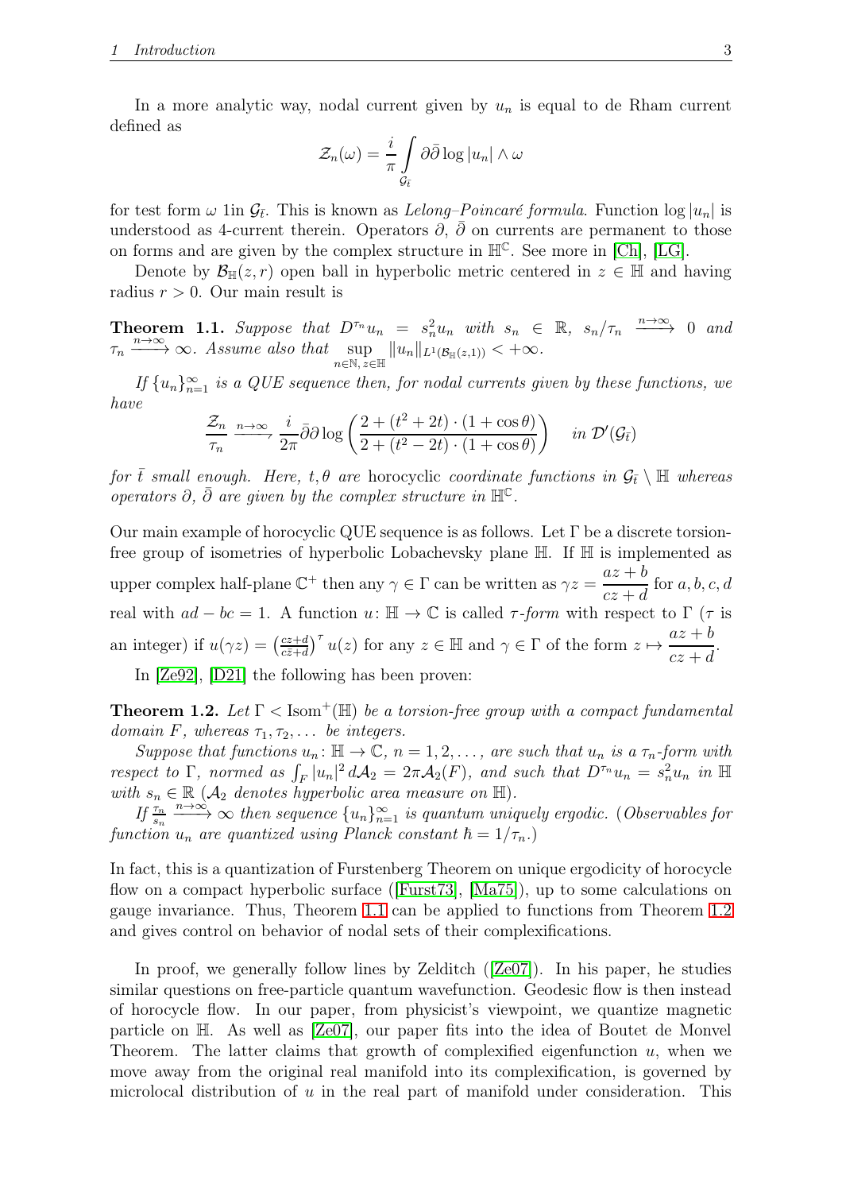In a more analytic way, nodal current given by $u_n$ is equal to de Rham current defined as

$$\mathcal{Z}_n(\omega) = \frac{i}{\pi} \int\limits_{\mathcal{G}_{\bar{t}}} \partial\bar{\partial} \log|u_n| \wedge \omega$$

for test form $\omega$ 1in $\mathcal{G}_{\bar{t}}$. This is known as *Lelong–Poincaré formula*. Function $\log|u_n|$ is understood as 4-current therein. Operators $\partial$, $\bar{\partial}$ on currents are permanent to those on forms and are given by the complex structure in $\mathbb{H}^{\mathbb{C}}$. See more in [Ch], [LG].

Denote by $\mathcal{B}_{\mathbb{H}}(z,r)$ open ball in hyperbolic metric centered in $z \in \mathbb{H}$ and having radius $r > 0$. Our main result is

**Theorem 1.1.** *Suppose that $D^{\tau_n} u_n = s_n^2 u_n$ with $s_n \in \mathbb{R}$, $s_n/\tau_n \xrightarrow{n\to\infty} 0$ and $\tau_n \xrightarrow{n\to\infty} \infty$. Assume also that $\sup\limits_{n\in\mathbb{N},\, z\in\mathbb{H}} \|u_n\|_{L^1(\mathcal{B}_{\mathbb{H}}(z,1))} < +\infty$.*

*If $\{u_n\}_{n=1}^{\infty}$ is a QUE sequence then, for nodal currents given by these functions, we have*

$$\frac{\mathcal{Z}_n}{\tau_n} \xrightarrow{n\to\infty} \frac{i}{2\pi} \bar{\partial}\partial \log\left(\frac{2 + (t^2+2t)\cdot(1+\cos\theta)}{2 + (t^2-2t)\cdot(1+\cos\theta)}\right) \quad \text{in } \mathcal{D}'(\mathcal{G}_{\bar{t}})$$

*for $\bar{t}$ small enough. Here, $t, \theta$ are* horocyclic *coordinate functions in $\mathcal{G}_{\bar{t}} \setminus \mathbb{H}$ whereas operators $\partial$, $\bar{\partial}$ are given by the complex structure in $\mathbb{H}^{\mathbb{C}}$.*

Our main example of horocyclic QUE sequence is as follows. Let $\Gamma$ be a discrete torsion-free group of isometries of hyperbolic Lobachevsky plane $\mathbb{H}$. If $\mathbb{H}$ is implemented as upper complex half-plane $\mathbb{C}^+$ then any $\gamma \in \Gamma$ can be written as $\gamma z = \dfrac{az+b}{cz+d}$ for $a,b,c,d$ real with $ad - bc = 1$. A function $u\colon \mathbb{H} \to \mathbb{C}$ is called *$\tau$-form* with respect to $\Gamma$ ($\tau$ is an integer) if $u(\gamma z) = \left(\frac{cz+d}{c\bar{z}+d}\right)^{\tau} u(z)$ for any $z \in \mathbb{H}$ and $\gamma \in \Gamma$ of the form $z \mapsto \dfrac{az+b}{cz+d}$.

In [Ze92], [D21] the following has been proven:

**Theorem 1.2.** *Let $\Gamma < \mathrm{Isom}^+(\mathbb{H})$ be a torsion-free group with a compact fundamental domain $F$, whereas $\tau_1, \tau_2, \ldots$ be integers.*

*Suppose that functions $u_n\colon \mathbb{H} \to \mathbb{C}$, $n = 1, 2, \ldots$, are such that $u_n$ is a $\tau_n$-form with respect to $\Gamma$, normed as $\int_F |u_n|^2 \, d\mathcal{A}_2 = 2\pi\mathcal{A}_2(F)$, and such that $D^{\tau_n} u_n = s_n^2 u_n$ in $\mathbb{H}$ with $s_n \in \mathbb{R}$ ($\mathcal{A}_2$ denotes hyperbolic area measure on $\mathbb{H}$).*

*If $\frac{\tau_n}{s_n} \xrightarrow{n\to\infty} \infty$ then sequence $\{u_n\}_{n=1}^{\infty}$ is quantum uniquely ergodic. (Observables for function $u_n$ are quantized using Planck constant $\hbar = 1/\tau_n$.)*

In fact, this is a quantization of Furstenberg Theorem on unique ergodicity of horocycle flow on a compact hyperbolic surface ([Furst73], [Ma75]), up to some calculations on gauge invariance. Thus, Theorem 1.1 can be applied to functions from Theorem 1.2 and gives control on behavior of nodal sets of their complexifications.

In proof, we generally follow lines by Zelditch ([Ze07]). In his paper, he studies similar questions on free-particle quantum wavefunction. Geodesic flow is then instead of horocycle flow. In our paper, from physicist's viewpoint, we quantize magnetic particle on $\mathbb{H}$. As well as [Ze07], our paper fits into the idea of Boutet de Monvel Theorem. The latter claims that growth of complexified eigenfunction $u$, when we move away from the original real manifold into its complexification, is governed by microlocal distribution of $u$ in the real part of manifold under consideration. This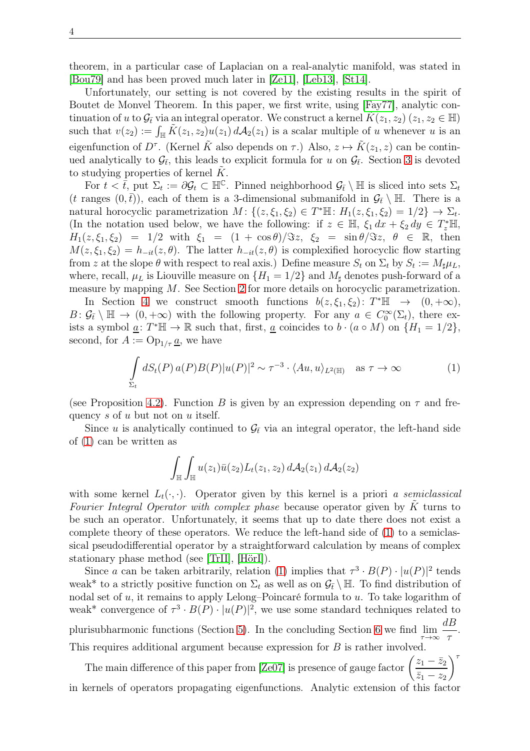theorem, in a particular case of Laplacian on a real-analytic manifold, was stated in [Bou79] and has been proved much later in [Ze11], [Leb13], [St14].

Unfortunately, our setting is not covered by the existing results in the spirit of Boutet de Monvel Theorem. In this paper, we first write, using [Fay77], analytic continuation of $u$ to $\mathcal{G}_{\bar{t}}$ via an integral operator. We construct a kernel $\tilde{K}(z_1, z_2)$ $(z_1, z_2 \in \mathbb{H})$ such that $v(z_2) := \int_{\mathbb{H}} \tilde{K}(z_1, z_2) u(z_1)\, d\mathcal{A}_2(z_1)$ is a scalar multiple of $u$ whenever $u$ is an eigenfunction of $D^\tau$. (Kernel $\tilde{K}$ also depends on $\tau$.) Also, $z \mapsto \tilde{K}(z_1, z)$ can be continued analytically to $\mathcal{G}_{\bar{t}}$, this leads to explicit formula for $u$ on $\mathcal{G}_{\bar{t}}$. Section 3 is devoted to studying properties of kernel $\tilde{K}$.

For $t < \bar{t}$, put $\Sigma_t := \partial\mathcal{G}_t \subset \mathbb{H}^{\mathbb{C}}$. Pinned neighborhood $\mathcal{G}_{\bar{t}} \setminus \mathbb{H}$ is sliced into sets $\Sigma_t$ ($t$ ranges $(0, \bar{t})$), each of them is a 3-dimensional submanifold in $\mathcal{G}_{\bar{t}} \setminus \mathbb{H}$. There is a natural horocyclic parametrization $M\colon \{(z, \xi_1, \xi_2) \in T^*\mathbb{H}\colon H_1(z, \xi_1, \xi_2) = 1/2\} \to \Sigma_t$. (In the notation used below, we have the following: if $z \in \mathbb{H}$, $\xi_1\, dx + \xi_2\, dy \in T^*_z\mathbb{H}$, $H_1(z, \xi_1, \xi_2) = 1/2$ with $\xi_1 = (1 + \cos\theta)/\Im z$, $\xi_2 = \sin\theta/\Im z$, $\theta \in \mathbb{R}$, then $M(z, \xi_1, \xi_2) = h_{-it}(z, \theta)$. The latter $h_{-it}(z, \theta)$ is complexified horocyclic flow starting from $z$ at the slope $\theta$ with respect to real axis.) Define measure $S_t$ on $\Sigma_t$ by $S_t := M_\sharp \mu_L$, where, recall, $\mu_L$ is Liouville measure on $\{H_1 = 1/2\}$ and $M_\sharp$ denotes push-forward of a measure by mapping $M$. See Section 2 for more details on horocyclic parametrization.

In Section 4 we construct smooth functions $b(z, \xi_1, \xi_2)\colon T^*\mathbb{H} \to (0, +\infty)$, $B\colon \mathcal{G}_{\bar{t}} \setminus \mathbb{H} \to (0, +\infty)$ with the following property. For any $a \in C_0^\infty(\Sigma_t)$, there exists a symbol $\underline{a}\colon T^*\mathbb{H} \to \mathbb{R}$ such that, first, $\underline{a}$ coincides to $b \cdot (a \circ M)$ on $\{H_1 = 1/2\}$, second, for $A := \operatorname{Op}_{1/\tau} \underline{a}$, we have

$$\int_{\Sigma_t} dS_t(P)\, a(P) B(P) |u(P)|^2 \sim \tau^{-3} \cdot \langle Au, u \rangle_{L^2(\mathbb{H})} \quad \text{as } \tau \to \infty \tag{1}$$

(see Proposition 4.2). Function $B$ is given by an expression depending on $\tau$ and frequency $s$ of $u$ but not on $u$ itself.

Since $u$ is analytically continued to $\mathcal{G}_{\bar{t}}$ via an integral operator, the left-hand side of (1) can be written as

$$\int_{\mathbb{H}} \int_{\mathbb{H}} u(z_1) \bar{u}(z_2) L_t(z_1, z_2)\, d\mathcal{A}_2(z_1)\, d\mathcal{A}_2(z_2)$$

with some kernel $L_t(\cdot, \cdot)$. Operator given by this kernel is a priori *a semiclassical Fourier Integral Operator with complex phase* because operator given by $\tilde{K}$ turns to be such an operator. Unfortunately, it seems that up to date there does not exist a complete theory of these operators. We reduce the left-hand side of (1) to a semiclassical pseudodifferential operator by a straightforward calculation by means of complex stationary phase method (see [TrII], [HörI]).

Since $a$ can be taken arbitrarily, relation (1) implies that $\tau^3 \cdot B(P) \cdot |u(P)|^2$ tends weak\* to a strictly positive function on $\Sigma_t$ as well as on $\mathcal{G}_{\bar{t}} \setminus \mathbb{H}$. To find distribution of nodal set of $u$, it remains to apply Lelong–Poincaré formula to $u$. To take logarithm of weak\* convergence of $\tau^3 \cdot B(P) \cdot |u(P)|^2$, we use some standard techniques related to plurisubharmonic functions (Section 5). In the concluding Section 6 we find $\lim\limits_{\tau \to \infty} \dfrac{dB}{\tau}$. This requires additional argument because expression for $B$ is rather involved.

The main difference of this paper from [Ze07] is presence of gauge factor $\left(\dfrac{z_1 - \bar{z}_2}{\bar{z}_1 - z_2}\right)^\tau$ in kernels of operators propagating eigenfunctions. Analytic extension of this factor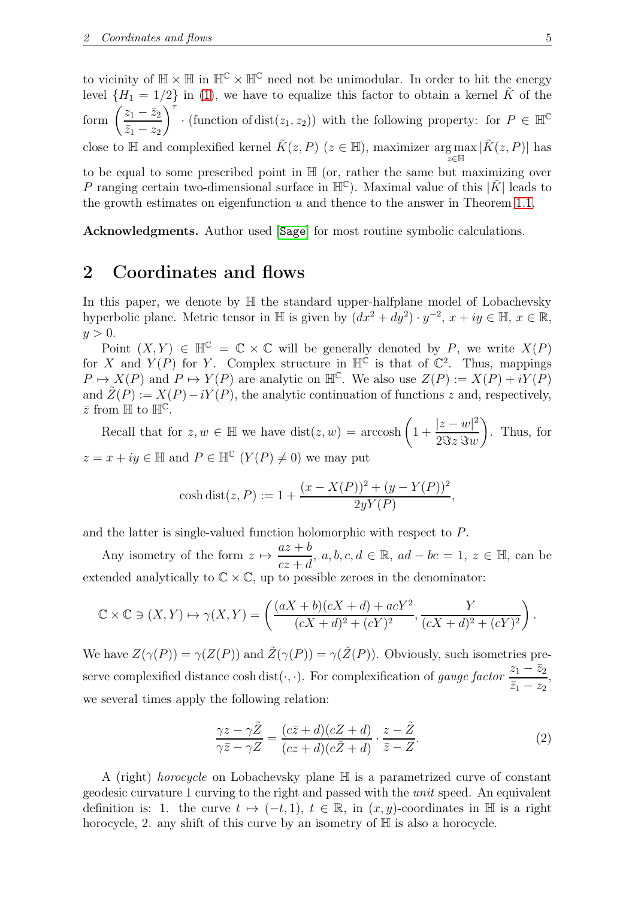to vicinity of $\mathbb{H} \times \mathbb{H}$ in $\mathbb{H}^{\mathbb{C}} \times \mathbb{H}^{\mathbb{C}}$ need not be unimodular. In order to hit the energy level $\{H_1 = 1/2\}$ in (1), we have to equalize this factor to obtain a kernel $\tilde{K}$ of the form $\left(\frac{z_1 - \bar{z}_2}{\bar{z}_1 - z_2}\right)^\tau \cdot$ (function of $\operatorname{dist}(z_1, z_2)$) with the following property: for $P \in \mathbb{H}^{\mathbb{C}}$ close to $\mathbb{H}$ and complexified kernel $\tilde{K}(z, P)$ ($z \in \mathbb{H}$), maximizer $\arg\max_{z \in \mathbb{H}} |\tilde{K}(z, P)|$ has to be equal to some prescribed point in $\mathbb{H}$ (or, rather the same but maximizing over $P$ ranging certain two-dimensional surface in $\mathbb{H}^{\mathbb{C}}$). Maximal value of this $|\tilde{K}|$ leads to the growth estimates on eigenfunction $u$ and thence to the answer in Theorem 1.1.

**Acknowledgments.** Author used [Sage] for most routine symbolic calculations.

## 2 Coordinates and flows

In this paper, we denote by $\mathbb{H}$ the standard upper-halfplane model of Lobachevsky hyperbolic plane. Metric tensor in $\mathbb{H}$ is given by $(dx^2 + dy^2) \cdot y^{-2}$, $x + iy \in \mathbb{H}$, $x \in \mathbb{R}$, $y > 0$.

Point $(X, Y) \in \mathbb{H}^{\mathbb{C}} = \mathbb{C} \times \mathbb{C}$ will be generally denoted by $P$, we write $X(P)$ for $X$ and $Y(P)$ for $Y$. Complex structure in $\mathbb{H}^{\mathbb{C}}$ is that of $\mathbb{C}^2$. Thus, mappings $P \mapsto X(P)$ and $P \mapsto Y(P)$ are analytic on $\mathbb{H}^{\mathbb{C}}$. We also use $Z(P) := X(P) + iY(P)$ and $\tilde{Z}(P) := X(P) - iY(P)$, the analytic continuation of functions $z$ and, respectively, $\bar{z}$ from $\mathbb{H}$ to $\mathbb{H}^{\mathbb{C}}$.

Recall that for $z, w \in \mathbb{H}$ we have $\operatorname{dist}(z, w) = \operatorname{arccosh}\left(1 + \frac{|z - w|^2}{2\Im z \, \Im w}\right)$. Thus, for $z = x + iy \in \mathbb{H}$ and $P \in \mathbb{H}^{\mathbb{C}}$ ($Y(P) \neq 0$) we may put

$$\cosh \operatorname{dist}(z, P) := 1 + \frac{(x - X(P))^2 + (y - Y(P))^2}{2yY(P)},$$

and the latter is single-valued function holomorphic with respect to $P$.

Any isometry of the form $z \mapsto \frac{az + b}{cz + d}$, $a, b, c, d \in \mathbb{R}$, $ad - bc = 1$, $z \in \mathbb{H}$, can be extended analytically to $\mathbb{C} \times \mathbb{C}$, up to possible zeroes in the denominator:

$$\mathbb{C} \times \mathbb{C} \ni (X, Y) \mapsto \gamma(X, Y) = \left(\frac{(aX + b)(cX + d) + acY^2}{(cX + d)^2 + (cY)^2}, \frac{Y}{(cX + d)^2 + (cY)^2}\right).$$

We have $Z(\gamma(P)) = \gamma(Z(P))$ and $\tilde{Z}(\gamma(P)) = \gamma(\tilde{Z}(P))$. Obviously, such isometries preserve complexified distance $\cosh \operatorname{dist}(\cdot, \cdot)$. For complexification of *gauge factor* $\frac{z_1 - \bar{z}_2}{\bar{z}_1 - z_2}$, we several times apply the following relation:

$$\frac{\gamma z - \gamma \tilde{Z}}{\gamma \bar{z} - \gamma Z} = \frac{(c\bar{z} + d)(cZ + d)}{(cz + d)(c\tilde{Z} + d)} \cdot \frac{z - \tilde{Z}}{\bar{z} - Z}. \tag{2}$$

A (right) *horocycle* on Lobachevsky plane $\mathbb{H}$ is a parametrized curve of constant geodesic curvature 1 curving to the right and passed with the *unit* speed. An equivalent definition is: 1. the curve $t \mapsto (-t, 1)$, $t \in \mathbb{R}$, in $(x, y)$-coordinates in $\mathbb{H}$ is a right horocycle, 2. any shift of this curve by an isometry of $\mathbb{H}$ is also a horocycle.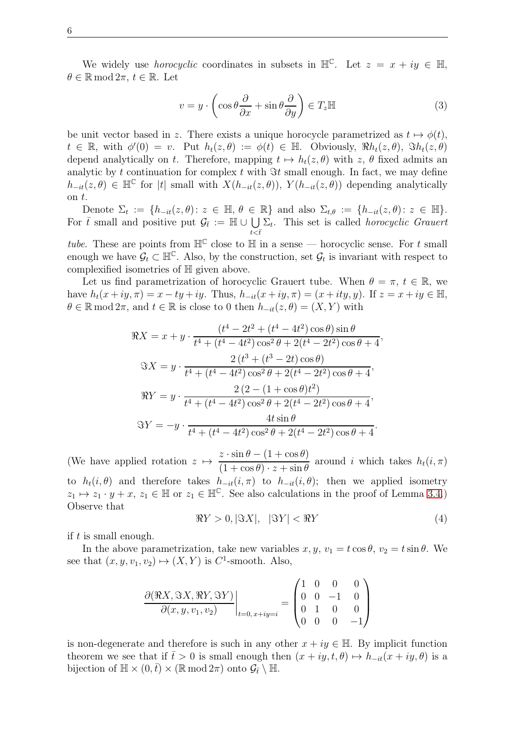We widely use *horocyclic* coordinates in subsets in $\mathbb{H}^{\mathbb{C}}$. Let $z = x + iy \in \mathbb{H}$, $\theta \in \mathbb{R} \bmod 2\pi$, $t \in \mathbb{R}$. Let

$$v = y \cdot \left( \cos\theta \frac{\partial}{\partial x} + \sin\theta \frac{\partial}{\partial y} \right) \in T_z\mathbb{H} \tag{3}$$

be unit vector based in $z$. There exists a unique horocycle parametrized as $t \mapsto \phi(t)$, $t \in \mathbb{R}$, with $\phi'(0) = v$. Put $h_t(z,\theta) := \phi(t) \in \mathbb{H}$. Obviously, $\Re h_t(z,\theta)$, $\Im h_t(z,\theta)$ depend analytically on $t$. Therefore, mapping $t \mapsto h_t(z,\theta)$ with $z$, $\theta$ fixed admits an analytic by $t$ continuation for complex $t$ with $\Im t$ small enough. In fact, we may define $h_{-it}(z,\theta) \in \mathbb{H}^{\mathbb{C}}$ for $|t|$ small with $X(h_{-it}(z,\theta))$, $Y(h_{-it}(z,\theta))$ depending analytically on $t$.

Denote $\Sigma_t := \{h_{-it}(z,\theta) \colon z \in \mathbb{H}, \theta \in \mathbb{R}\}$ and also $\Sigma_{t,\theta} := \{h_{-it}(z,\theta) \colon z \in \mathbb{H}\}$. For $\bar{t}$ small and positive put $\mathcal{G}_{\bar{t}} := \mathbb{H} \cup \bigcup_{t<\bar{t}} \Sigma_t$. This set is called *horocyclic Grauert tube*. These are points from $\mathbb{H}^{\mathbb{C}}$ close to $\mathbb{H}$ in a sense — horocyclic sense. For $t$ small enough we have $\mathcal{G}_t \subset \mathbb{H}^{\mathbb{C}}$. Also, by the construction, set $\mathcal{G}_t$ is invariant with respect to complexified isometries of $\mathbb{H}$ given above.

Let us find parametrization of horocyclic Grauert tube. When $\theta = \pi$, $t \in \mathbb{R}$, we have $h_t(x+iy,\pi) = x - ty + iy$. Thus, $h_{-it}(x+iy,\pi) = (x + ity, y)$. If $z = x + iy \in \mathbb{H}$, $\theta \in \mathbb{R} \bmod 2\pi$, and $t \in \mathbb{R}$ is close to 0 then $h_{-it}(z,\theta) = (X,Y)$ with

$$\Re X = x + y \cdot \frac{(t^4 - 2t^2 + (t^4 - 4t^2)\cos\theta)\sin\theta}{t^4 + (t^4 - 4t^2)\cos^2\theta + 2(t^4 - 2t^2)\cos\theta + 4},$$

$$\Im X = y \cdot \frac{2\,(t^3 + (t^3 - 2t)\cos\theta)}{t^4 + (t^4 - 4t^2)\cos^2\theta + 2(t^4 - 2t^2)\cos\theta + 4},$$

$$\Re Y = y \cdot \frac{2\,(2 - (1+\cos\theta)t^2)}{t^4 + (t^4 - 4t^2)\cos^2\theta + 2(t^4 - 2t^2)\cos\theta + 4},$$

$$\Im Y = -y \cdot \frac{4t\sin\theta}{t^4 + (t^4 - 4t^2)\cos^2\theta + 2(t^4 - 2t^2)\cos\theta + 4}.$$

(We have applied rotation $z \mapsto \dfrac{z \cdot \sin\theta - (1+\cos\theta)}{(1+\cos\theta)\cdot z + \sin\theta}$ around $i$ which takes $h_t(i,\pi)$ to $h_t(i,\theta)$ and therefore takes $h_{-it}(i,\pi)$ to $h_{-it}(i,\theta)$; then we applied isometry $z_1 \mapsto z_1 \cdot y + x$, $z_1 \in \mathbb{H}$ or $z_1 \in \mathbb{H}^{\mathbb{C}}$. See also calculations in the proof of Lemma 3.4.) Observe that

$$\Re Y > 0, |\Im X|, \quad |\Im Y| < \Re Y \tag{4}$$

if $t$ is small enough.

In the above parametrization, take new variables $x, y$, $v_1 = t\cos\theta$, $v_2 = t\sin\theta$. We see that $(x,y,v_1,v_2) \mapsto (X,Y)$ is $C^1$-smooth. Also,

$$\left.\frac{\partial(\Re X, \Im X, \Re Y, \Im Y)}{\partial(x,y,v_1,v_2)}\right|_{t=0,\, x+iy=i} = \begin{pmatrix} 1 & 0 & 0 & 0 \\ 0 & 0 & -1 & 0 \\ 0 & 1 & 0 & 0 \\ 0 & 0 & 0 & -1 \end{pmatrix}$$

is non-degenerate and therefore is such in any other $x + iy \in \mathbb{H}$. By implicit function theorem we see that if $\bar{t} > 0$ is small enough then $(x+iy, t, \theta) \mapsto h_{-it}(x+iy,\theta)$ is a bijection of $\mathbb{H} \times (0,\bar{t}) \times (\mathbb{R} \bmod 2\pi)$ onto $\mathcal{G}_{\bar{t}} \setminus \mathbb{H}$.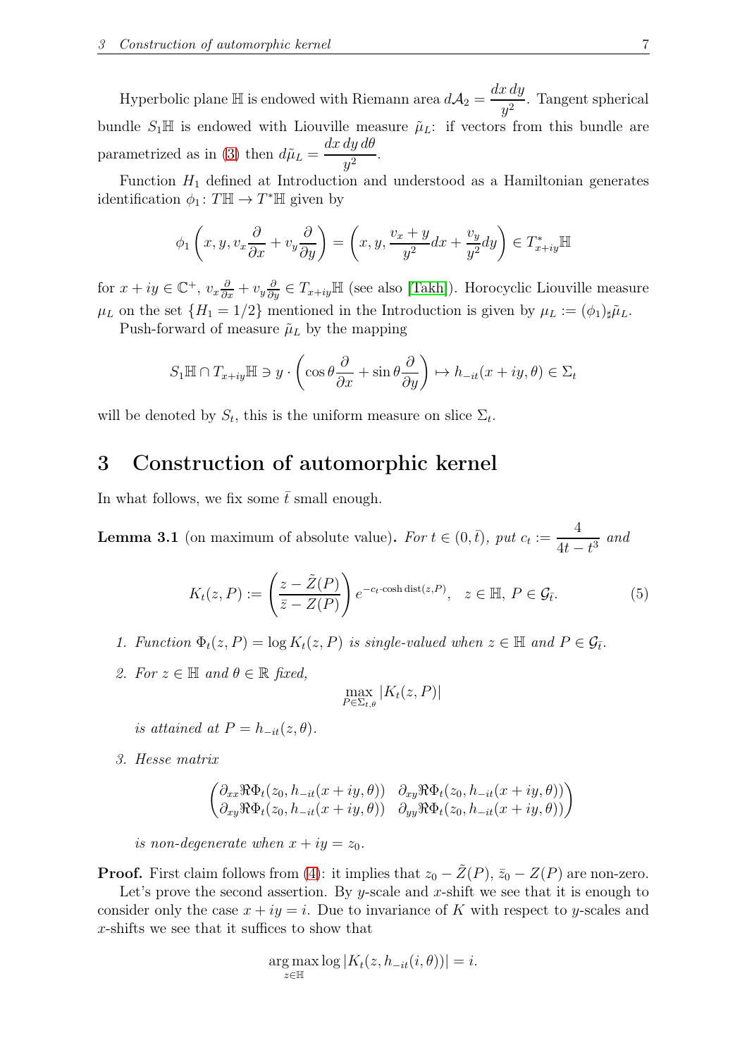Hyperbolic plane $\mathbb{H}$ is endowed with Riemann area $d\mathcal{A}_2 = \dfrac{dx\,dy}{y^2}$. Tangent spherical bundle $S_1\mathbb{H}$ is endowed with Liouville measure $\tilde{\mu}_L$: if vectors from this bundle are parametrized as in (3) then $d\tilde{\mu}_L = \dfrac{dx\,dy\,d\theta}{y^2}$.

Function $H_1$ defined at Introduction and understood as a Hamiltonian generates identification $\phi_1 \colon T\mathbb{H} \to T^*\mathbb{H}$ given by

$$\phi_1\left(x, y, v_x\frac{\partial}{\partial x} + v_y\frac{\partial}{\partial y}\right) = \left(x, y, \frac{v_x + y}{y^2}dx + \frac{v_y}{y^2}dy\right) \in T^*_{x+iy}\mathbb{H}$$

for $x + iy \in \mathbb{C}^+$, $v_x\frac{\partial}{\partial x} + v_y\frac{\partial}{\partial y} \in T_{x+iy}\mathbb{H}$ (see also [Takh]). Horocyclic Liouville measure $\mu_L$ on the set $\{H_1 = 1/2\}$ mentioned in the Introduction is given by $\mu_L := (\phi_1)_\sharp\tilde{\mu}_L$.

Push-forward of measure $\tilde{\mu}_L$ by the mapping

$$S_1\mathbb{H} \cap T_{x+iy}\mathbb{H} \ni y \cdot \left(\cos\theta\frac{\partial}{\partial x} + \sin\theta\frac{\partial}{\partial y}\right) \mapsto h_{-it}(x + iy, \theta) \in \Sigma_t$$

will be denoted by $S_t$, this is the uniform measure on slice $\Sigma_t$.

# 3 Construction of automorphic kernel

In what follows, we fix some $\bar{t}$ small enough.

**Lemma 3.1** (on maximum of absolute value). *For $t \in (0, \bar{t})$, put $c_t := \dfrac{4}{4t - t^3}$ and*

$$K_t(z, P) := \left(\frac{z - \tilde{Z}(P)}{\bar{z} - Z(P)}\right) e^{-c_t \cdot \cosh \operatorname{dist}(z,P)}, \quad z \in \mathbb{H},\ P \in \mathcal{G}_{\bar{t}}. \tag{5}$$

1. *Function $\Phi_t(z, P) = \log K_t(z, P)$ is single-valued when $z \in \mathbb{H}$ and $P \in \mathcal{G}_{\bar{t}}$.*

2. *For $z \in \mathbb{H}$ and $\theta \in \mathbb{R}$ fixed,*
$$\max_{P \in \Sigma_{t,\theta}} |K_t(z, P)|$$
*is attained at $P = h_{-it}(z, \theta)$.*

3. *Hesse matrix*
$$\begin{pmatrix} \partial_{xx}\Re\Phi_t(z_0, h_{-it}(x + iy, \theta)) & \partial_{xy}\Re\Phi_t(z_0, h_{-it}(x + iy, \theta)) \\ \partial_{xy}\Re\Phi_t(z_0, h_{-it}(x + iy, \theta)) & \partial_{yy}\Re\Phi_t(z_0, h_{-it}(x + iy, \theta)) \end{pmatrix}$$
*is non-degenerate when $x + iy = z_0$.*

**Proof.** First claim follows from (4): it implies that $z_0 - \tilde{Z}(P)$, $\bar{z}_0 - Z(P)$ are non-zero.

Let's prove the second assertion. By $y$-scale and $x$-shift we see that it is enough to consider only the case $x + iy = i$. Due to invariance of $K$ with respect to $y$-scales and $x$-shifts we see that it suffices to show that

$$\operatorname*{arg\,max}_{z \in \mathbb{H}} \log|K_t(z, h_{-it}(i, \theta))| = i.$$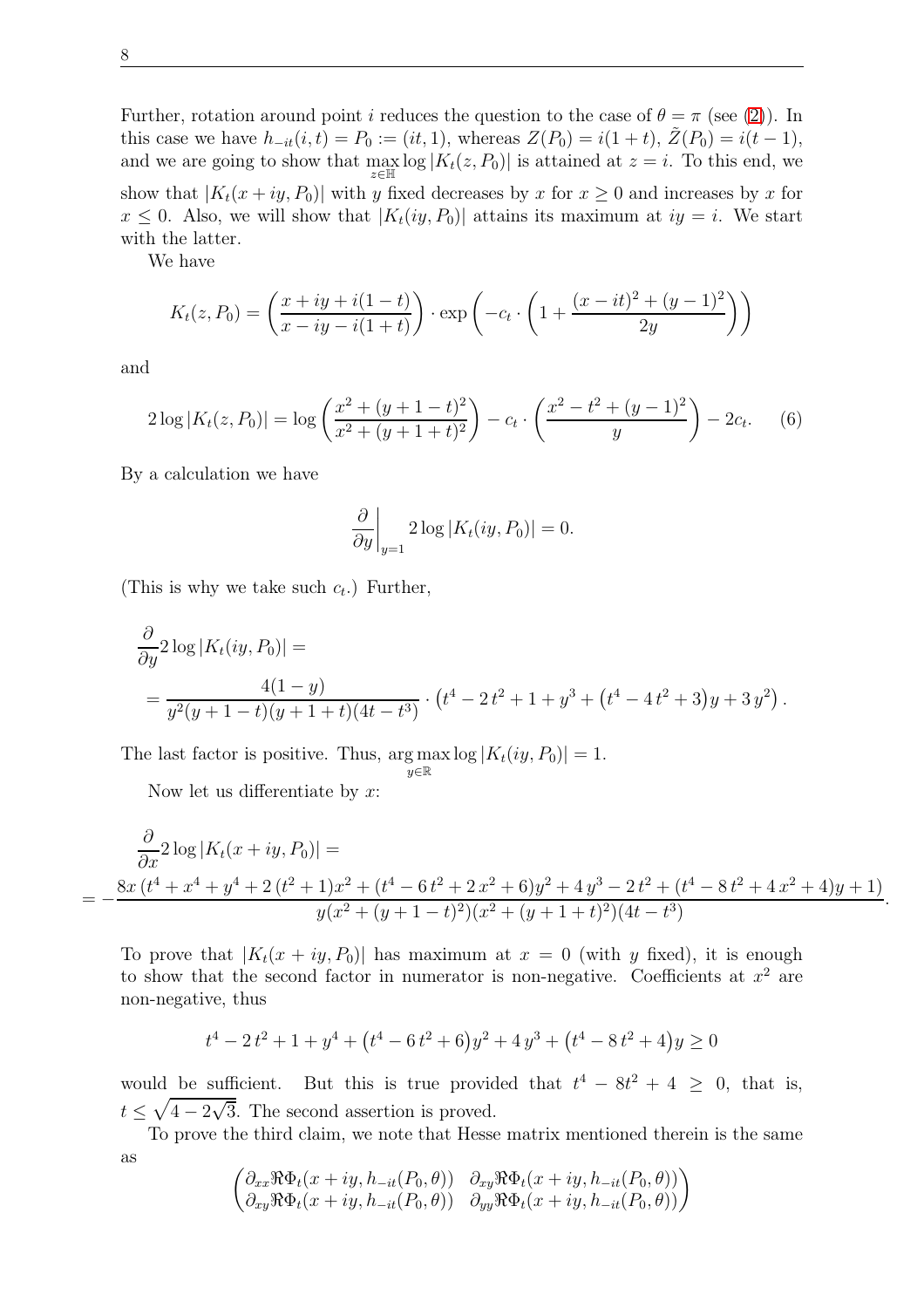Further, rotation around point $i$ reduces the question to the case of $\theta = \pi$ (see (2)). In this case we have $h_{-it}(i,t) = P_0 := (it, 1)$, whereas $Z(P_0) = i(1+t)$, $\tilde{Z}(P_0) = i(t-1)$, and we are going to show that $\max_{z \in \mathbb{H}} \log |K_t(z, P_0)|$ is attained at $z = i$. To this end, we show that $|K_t(x+iy, P_0)|$ with $y$ fixed decreases by $x$ for $x \geq 0$ and increases by $x$ for $x \leq 0$. Also, we will show that $|K_t(iy, P_0)|$ attains its maximum at $iy = i$. We start with the latter.

We have

$$K_t(z, P_0) = \left(\frac{x + iy + i(1-t)}{x - iy - i(1+t)}\right) \cdot \exp\left(-c_t \cdot \left(1 + \frac{(x-it)^2 + (y-1)^2}{2y}\right)\right)$$

and

$$2\log|K_t(z, P_0)| = \log\left(\frac{x^2 + (y+1-t)^2}{x^2 + (y+1+t)^2}\right) - c_t \cdot \left(\frac{x^2 - t^2 + (y-1)^2}{y}\right) - 2c_t. \tag{6}$$

By a calculation we have

$$\left.\frac{\partial}{\partial y}\right|_{y=1} 2\log|K_t(iy, P_0)| = 0.$$

(This is why we take such $c_t$.) Further,

$$\frac{\partial}{\partial y} 2\log|K_t(iy, P_0)| =$$
$$= \frac{4(1-y)}{y^2(y+1-t)(y+1+t)(4t-t^3)} \cdot \left(t^4 - 2t^2 + 1 + y^3 + \left(t^4 - 4t^2 + 3\right)y + 3y^2\right).$$

The last factor is positive. Thus, $\arg\max_{y \in \mathbb{R}} \log|K_t(iy, P_0)| = 1$.

Now let us differentiate by $x$:

$$\frac{\partial}{\partial x} 2\log|K_t(x+iy, P_0)| =$$
$$= -\frac{8x\left(t^4 + x^4 + y^4 + 2\left(t^2+1\right)x^2 + \left(t^4 - 6t^2 + 2x^2 + 6\right)y^2 + 4y^3 - 2t^2 + \left(t^4 - 8t^2 + 4x^2 + 4\right)y + 1\right)}{y(x^2 + (y+1-t)^2)(x^2 + (y+1+t)^2)(4t - t^3)}.$$

To prove that $|K_t(x+iy, P_0)|$ has maximum at $x = 0$ (with $y$ fixed), it is enough to show that the second factor in numerator is non-negative. Coefficients at $x^2$ are non-negative, thus

$$t^4 - 2t^2 + 1 + y^4 + \left(t^4 - 6t^2 + 6\right)y^2 + 4y^3 + \left(t^4 - 8t^2 + 4\right)y \geq 0$$

would be sufficient. But this is true provided that $t^4 - 8t^2 + 4 \geq 0$, that is, $t \leq \sqrt{4 - 2\sqrt{3}}$. The second assertion is proved.

To prove the third claim, we note that Hesse matrix mentioned therein is the same as

$$\begin{pmatrix} \partial_{xx}\Re\Phi_t(x+iy, h_{-it}(P_0,\theta)) & \partial_{xy}\Re\Phi_t(x+iy, h_{-it}(P_0,\theta)) \\ \partial_{xy}\Re\Phi_t(x+iy, h_{-it}(P_0,\theta)) & \partial_{yy}\Re\Phi_t(x+iy, h_{-it}(P_0,\theta)) \end{pmatrix}$$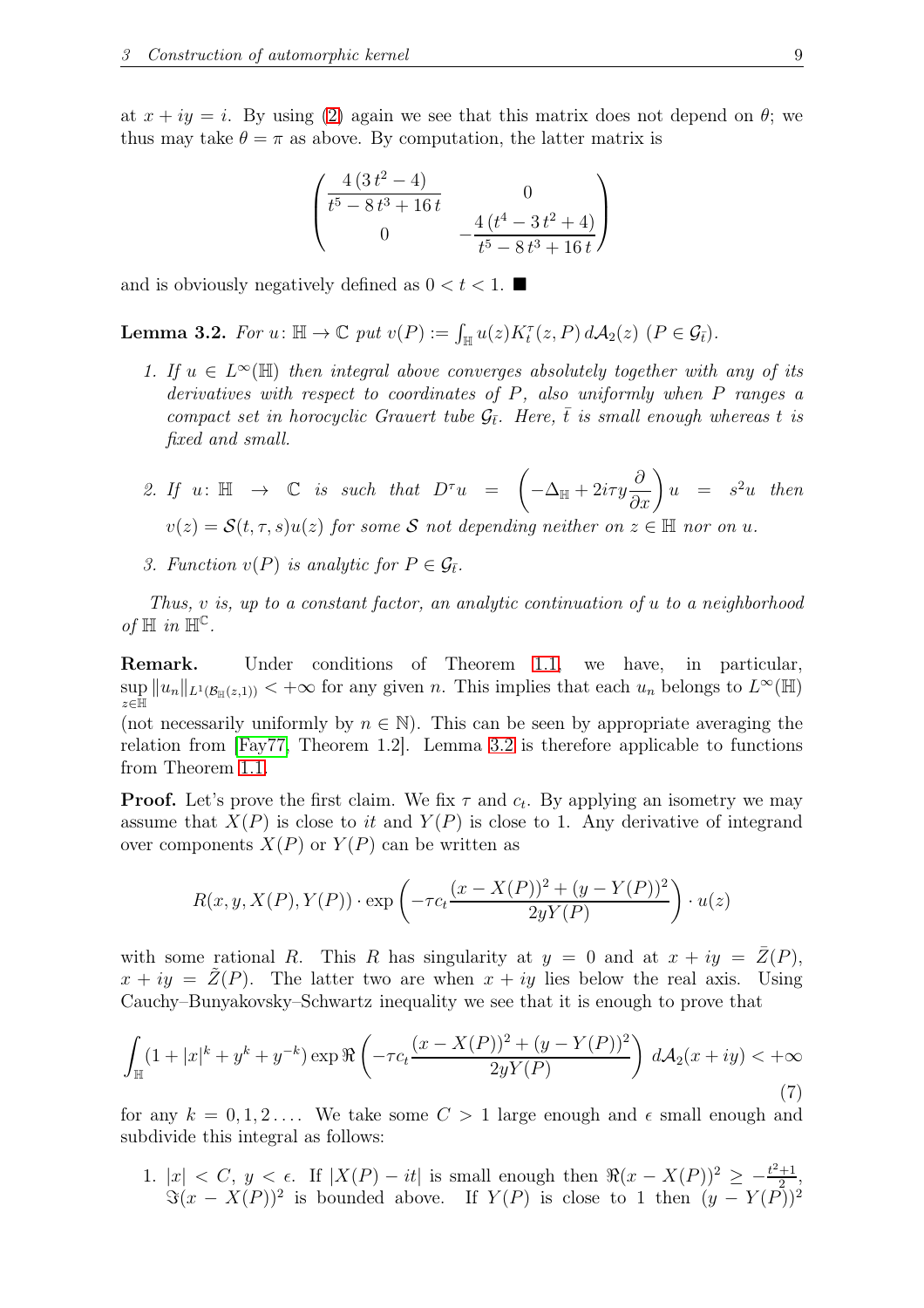at $x+iy=i$. By using (2) again we see that this matrix does not depend on $\theta$; we thus may take $\theta=\pi$ as above. By computation, the latter matrix is

$$\begin{pmatrix} \dfrac{4\,(3\,t^2-4)}{t^5-8\,t^3+16\,t} & 0 \\ 0 & -\dfrac{4\,(t^4-3\,t^2+4)}{t^5-8\,t^3+16\,t} \end{pmatrix}$$

and is obviously negatively defined as $0<t<1$. ∎

**Lemma 3.2.** *For $u\colon \mathbb{H}\to\mathbb{C}$ put $v(P):=\int_{\mathbb{H}} u(z)K_t^\tau(z,P)\,d\mathcal{A}_2(z)$ $(P\in\mathcal{G}_{\bar{t}})$.*

1. *If $u\in L^\infty(\mathbb{H})$ then integral above converges absolutely together with any of its derivatives with respect to coordinates of $P$, also uniformly when $P$ ranges a compact set in horocyclic Grauert tube $\mathcal{G}_{\bar{t}}$. Here, $\bar{t}$ is small enough whereas $t$ is fixed and small.*

2. *If $u\colon \mathbb{H}\to\mathbb{C}$ is such that $D^\tau u = \left(-\Delta_{\mathbb{H}}+2i\tau y\dfrac{\partial}{\partial x}\right)u = s^2 u$ then $v(z)=\mathcal{S}(t,\tau,s)u(z)$ for some $\mathcal{S}$ not depending neither on $z\in\mathbb{H}$ nor on $u$.*

3. *Function $v(P)$ is analytic for $P\in\mathcal{G}_{\bar{t}}$.*

*Thus, $v$ is, up to a constant factor, an analytic continuation of $u$ to a neighborhood of $\mathbb{H}$ in $\mathbb{H}^{\mathbb{C}}$.*

**Remark.** Under conditions of Theorem 1.1, we have, in particular, $\sup\limits_{z\in\mathbb{H}}\|u_n\|_{L^1(\mathcal{B}_{\mathbb{H}}(z,1))}<+\infty$ for any given $n$. This implies that each $u_n$ belongs to $L^\infty(\mathbb{H})$ (not necessarily uniformly by $n\in\mathbb{N}$). This can be seen by appropriate averaging the relation from [Fay77, Theorem 1.2]. Lemma 3.2 is therefore applicable to functions from Theorem 1.1.

**Proof.** Let's prove the first claim. We fix $\tau$ and $c_t$. By applying an isometry we may assume that $X(P)$ is close to $it$ and $Y(P)$ is close to 1. Any derivative of integrand over components $X(P)$ or $Y(P)$ can be written as

$$R(x,y,X(P),Y(P))\cdot\exp\left(-\tau c_t\frac{(x-X(P))^2+(y-Y(P))^2}{2yY(P)}\right)\cdot u(z)$$

with some rational $R$. This $R$ has singularity at $y=0$ and at $x+iy=\bar{Z}(P)$, $x+iy=\tilde{Z}(P)$. The latter two are when $x+iy$ lies below the real axis. Using Cauchy–Bunyakovsky–Schwartz inequality we see that it is enough to prove that

$$\int_{\mathbb{H}}(1+|x|^k+y^k+y^{-k})\exp\Re\left(-\tau c_t\frac{(x-X(P))^2+(y-Y(P))^2}{2yY(P)}\right)d\mathcal{A}_2(x+iy)<+\infty \tag{7}$$

for any $k=0,1,2\ldots$. We take some $C>1$ large enough and $\epsilon$ small enough and subdivide this integral as follows:

1. $|x|<C$, $y<\epsilon$. If $|X(P)-it|$ is small enough then $\Re(x-X(P))^2\geq-\frac{t^2+1}{2}$, $\Im(x-X(P))^2$ is bounded above. If $Y(P)$ is close to 1 then $(y-Y(P))^2$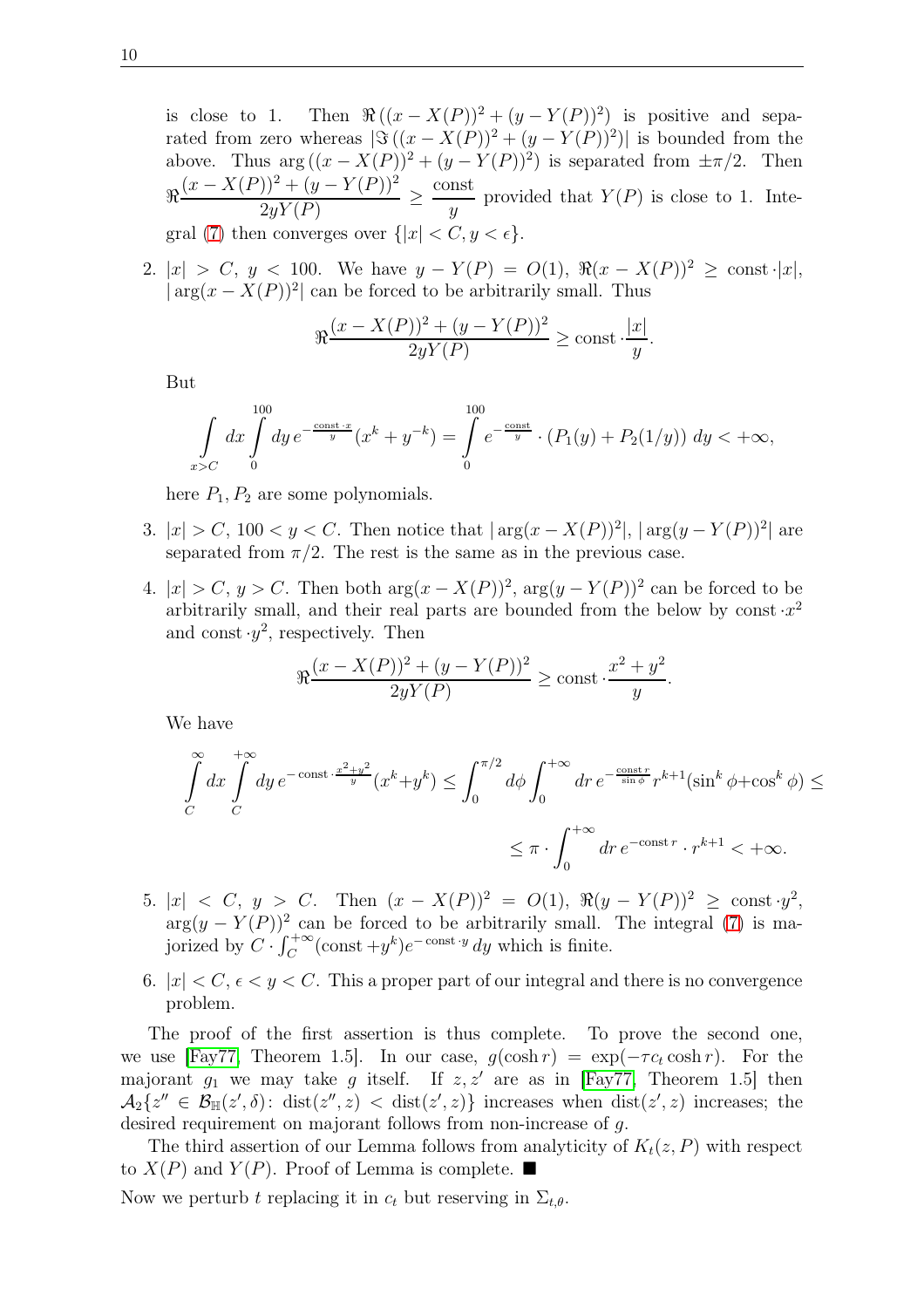is close to 1. Then $\Re\left((x - X(P))^2 + (y - Y(P))^2\right)$ is positive and separated from zero whereas $|\Im\left((x - X(P))^2 + (y - Y(P))^2\right)|$ is bounded from the above. Thus $\arg\left((x - X(P))^2 + (y - Y(P))^2\right)$ is separated from $\pm\pi/2$. Then $\Re\dfrac{(x - X(P))^2 + (y - Y(P))^2}{2yY(P)} \geq \dfrac{\text{const}}{y}$ provided that $Y(P)$ is close to 1. Integral (7) then converges over $\{|x| < C, y < \epsilon\}$.

2. $|x| > C$, $y < 100$. We have $y - Y(P) = O(1)$, $\Re(x - X(P))^2 \geq \text{const} \cdot |x|$, $|\arg(x - X(P))^2|$ can be forced to be arbitrarily small. Thus

$$\Re\frac{(x - X(P))^2 + (y - Y(P))^2}{2yY(P)} \geq \text{const} \cdot \frac{|x|}{y}.$$

But

$$\int\limits_{x>C} dx \int\limits_0^{100} dy\, e^{-\frac{\text{const}\cdot x}{y}}(x^k + y^{-k}) = \int\limits_0^{100} e^{-\frac{\text{const}}{y}} \cdot (P_1(y) + P_2(1/y))\, dy < +\infty,$$

here $P_1, P_2$ are some polynomials.

3. $|x| > C$, $100 < y < C$. Then notice that $|\arg(x - X(P))^2|$, $|\arg(y - Y(P))^2|$ are separated from $\pi/2$. The rest is the same as in the previous case.

4. $|x| > C$, $y > C$. Then both $\arg(x - X(P))^2$, $\arg(y - Y(P))^2$ can be forced to be arbitrarily small, and their real parts are bounded from the below by $\text{const} \cdot x^2$ and $\text{const} \cdot y^2$, respectively. Then

$$\Re\frac{(x - X(P))^2 + (y - Y(P))^2}{2yY(P)} \geq \text{const} \cdot \frac{x^2 + y^2}{y}.$$

We have

$$\int\limits_C^{\infty} dx \int\limits_C^{+\infty} dy\, e^{-\text{const}\cdot\frac{x^2+y^2}{y}}(x^k + y^k) \leq \int_0^{\pi/2} d\phi \int_0^{+\infty} dr\, e^{-\frac{\text{const}\, r}{\sin\phi}} r^{k+1}(\sin^k\phi + \cos^k\phi) \leq$$

$$\leq \pi \cdot \int_0^{+\infty} dr\, e^{-\text{const}\, r} \cdot r^{k+1} < +\infty.$$

5. $|x| < C$, $y > C$. Then $(x - X(P))^2 = O(1)$, $\Re(y - Y(P))^2 \geq \text{const} \cdot y^2$, $\arg(y - Y(P))^2$ can be forced to be arbitrarily small. The integral (7) is majorized by $C \cdot \int_C^{+\infty}(\text{const} + y^k)e^{-\text{const}\cdot y}\, dy$ which is finite.

6. $|x| < C$, $\epsilon < y < C$. This a proper part of our integral and there is no convergence problem.

The proof of the first assertion is thus complete. To prove the second one, we use [Fay77, Theorem 1.5]. In our case, $g(\cosh r) = \exp(-\tau c_t \cosh r)$. For the majorant $g_1$ we may take $g$ itself. If $z, z'$ are as in [Fay77, Theorem 1.5] then $\mathcal{A}_2\{z'' \in \mathcal{B}_{\mathbb{H}}(z', \delta) \colon \operatorname{dist}(z'', z) < \operatorname{dist}(z', z)\}$ increases when $\operatorname{dist}(z', z)$ increases; the desired requirement on majorant follows from non-increase of $g$.

The third assertion of our Lemma follows from analyticity of $K_t(z, P)$ with respect to $X(P)$ and $Y(P)$. Proof of Lemma is complete. ∎

Now we perturb $t$ replacing it in $c_t$ but reserving in $\Sigma_{t,\theta}$.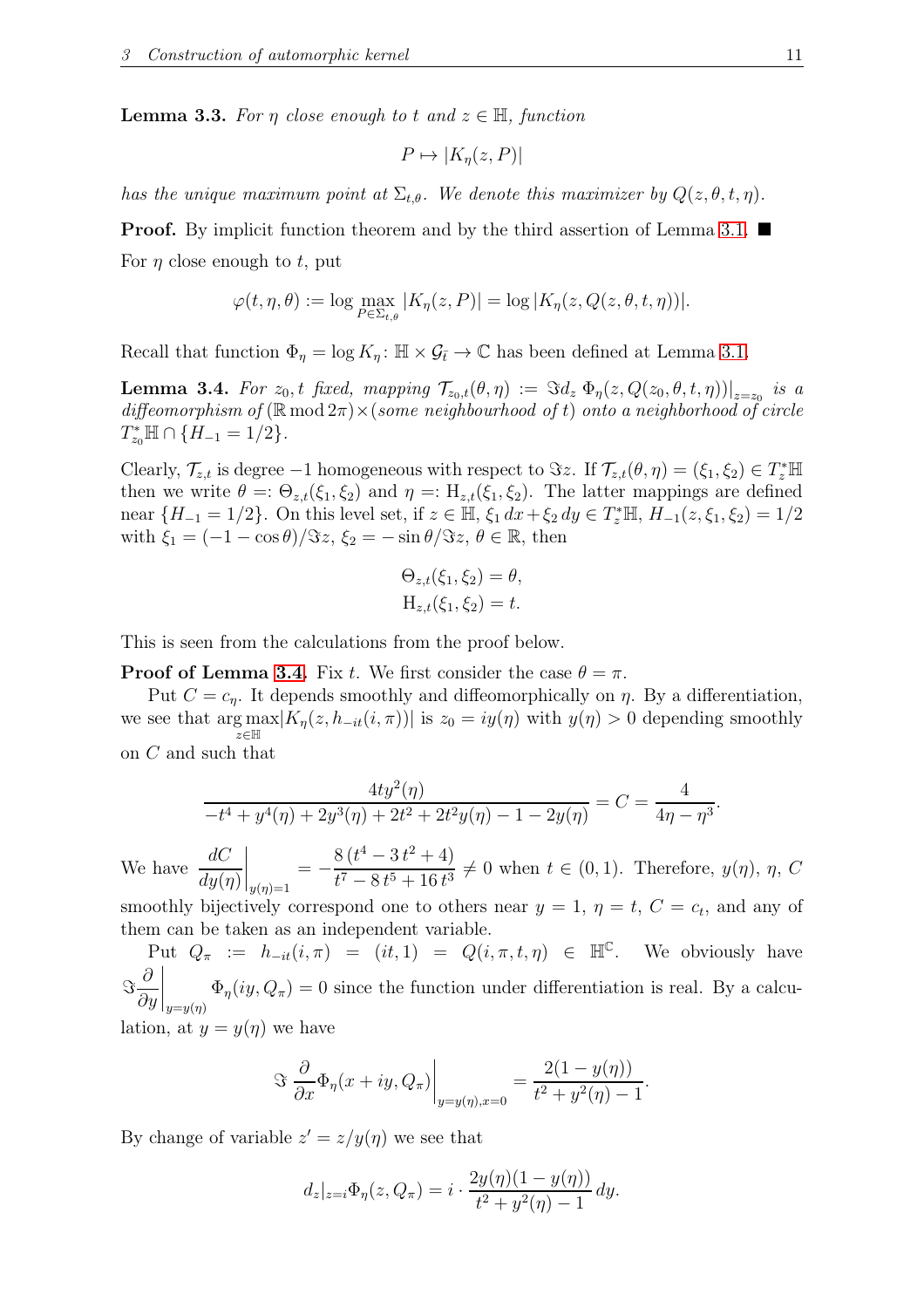**Lemma 3.3.** *For $\eta$ close enough to $t$ and $z \in \mathbb{H}$, function*

$$P \mapsto |K_\eta(z, P)|$$

*has the unique maximum point at $\Sigma_{t,\theta}$. We denote this maximizer by $Q(z, \theta, t, \eta)$.*

**Proof.** By implicit function theorem and by the third assertion of Lemma 3.1. ■

For $\eta$ close enough to $t$, put

$$\varphi(t, \eta, \theta) := \log \max_{P \in \Sigma_{t,\theta}} |K_\eta(z, P)| = \log |K_\eta(z, Q(z, \theta, t, \eta))|.$$

Recall that function $\Phi_\eta = \log K_\eta \colon \mathbb{H} \times \mathcal{G}_{\bar{t}} \to \mathbb{C}$ has been defined at Lemma 3.1.

**Lemma 3.4.** *For $z_0, t$ fixed, mapping $\mathcal{T}_{z_0,t}(\theta, \eta) := \Im d_z\, \Phi_\eta(z, Q(z_0, \theta, t, \eta))|_{z=z_0}$ is a diffeomorphism of $(\mathbb{R} \bmod 2\pi) \times$(some neighbourhood of $t$) onto a neighborhood of circle $T^*_{z_0}\mathbb{H} \cap \{H_{-1} = 1/2\}$.*

Clearly, $\mathcal{T}_{z,t}$ is degree $-1$ homogeneous with respect to $\Im z$. If $\mathcal{T}_{z,t}(\theta, \eta) = (\xi_1, \xi_2) \in T^*_z\mathbb{H}$ then we write $\theta =: \Theta_{z,t}(\xi_1, \xi_2)$ and $\eta =: \mathrm{H}_{z,t}(\xi_1, \xi_2)$. The latter mappings are defined near $\{H_{-1} = 1/2\}$. On this level set, if $z \in \mathbb{H}$, $\xi_1\, dx + \xi_2\, dy \in T^*_z\mathbb{H}$, $H_{-1}(z, \xi_1, \xi_2) = 1/2$ with $\xi_1 = (-1 - \cos\theta)/\Im z$, $\xi_2 = -\sin\theta/\Im z$, $\theta \in \mathbb{R}$, then

$$\Theta_{z,t}(\xi_1, \xi_2) = \theta,$$
$$\mathrm{H}_{z,t}(\xi_1, \xi_2) = t.$$

This is seen from the calculations from the proof below.

**Proof of Lemma 3.4.** Fix $t$. We first consider the case $\theta = \pi$.

Put $C = c_\eta$. It depends smoothly and diffeomorphically on $\eta$. By a differentiation, we see that $\arg\max_{z \in \mathbb{H}} |K_\eta(z, h_{-it}(i, \pi))|$ is $z_0 = iy(\eta)$ with $y(\eta) > 0$ depending smoothly on $C$ and such that

$$\frac{4ty^2(\eta)}{-t^4 + y^4(\eta) + 2y^3(\eta) + 2t^2 + 2t^2 y(\eta) - 1 - 2y(\eta)} = C = \frac{4}{4\eta - \eta^3}.$$

We have $\left.\dfrac{dC}{dy(\eta)}\right|_{y(\eta)=1} = -\dfrac{8\,(t^4 - 3\,t^2 + 4)}{t^7 - 8\,t^5 + 16\,t^3} \neq 0$ when $t \in (0, 1)$. Therefore, $y(\eta)$, $\eta$, $C$ smoothly bijectively correspond one to others near $y = 1$, $\eta = t$, $C = c_t$, and any of them can be taken as an independent variable.

Put $Q_\pi := h_{-it}(i, \pi) = (it, 1) = Q(i, \pi, t, \eta) \in \mathbb{H}^{\mathbb{C}}$. We obviously have $\Im \left.\dfrac{\partial}{\partial y}\right|_{y=y(\eta)} \Phi_\eta(iy, Q_\pi) = 0$ since the function under differentiation is real. By a calculation, at $y = y(\eta)$ we have

$$\Im \left.\frac{\partial}{\partial x} \Phi_\eta(x + iy, Q_\pi)\right|_{y=y(\eta), x=0} = \frac{2(1 - y(\eta))}{t^2 + y^2(\eta) - 1}.$$

By change of variable $z' = z/y(\eta)$ we see that

$$d_z|_{z=i} \Phi_\eta(z, Q_\pi) = i \cdot \frac{2y(\eta)(1 - y(\eta))}{t^2 + y^2(\eta) - 1}\, dy.$$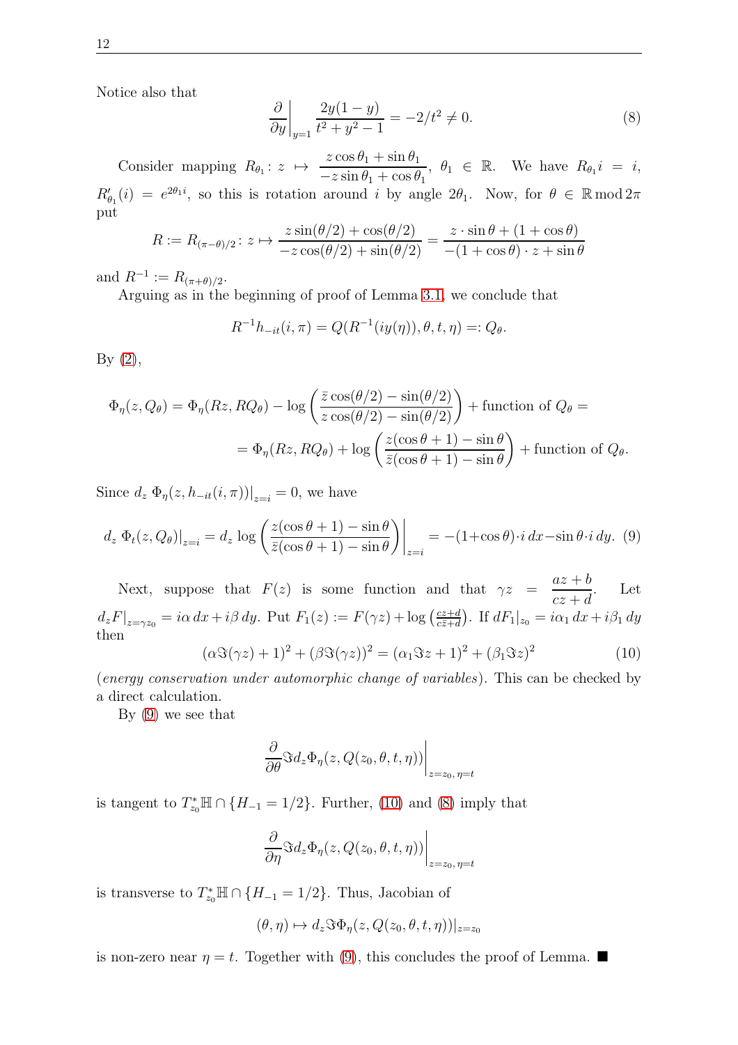Notice also that

$$\left.\frac{\partial}{\partial y}\right|_{y=1} \frac{2y(1-y)}{t^2+y^2-1} = -2/t^2 \neq 0. \tag{8}$$

Consider mapping $R_{\theta_1}\colon z \mapsto \dfrac{z\cos\theta_1 + \sin\theta_1}{-z\sin\theta_1+\cos\theta_1}$, $\theta_1 \in \mathbb{R}$. We have $R_{\theta_1} i = i$, $R'_{\theta_1}(i) = e^{2\theta_1 i}$, so this is rotation around $i$ by angle $2\theta_1$. Now, for $\theta \in \mathbb{R} \bmod 2\pi$ put

$$R := R_{(\pi-\theta)/2}\colon z \mapsto \frac{z\sin(\theta/2)+\cos(\theta/2)}{-z\cos(\theta/2)+\sin(\theta/2)} = \frac{z\cdot\sin\theta + (1+\cos\theta)}{-(1+\cos\theta)\cdot z + \sin\theta}$$

and $R^{-1} := R_{(\pi+\theta)/2}$.

Arguing as in the beginning of proof of Lemma 3.1, we conclude that

$$R^{-1}h_{-it}(i,\pi) = Q(R^{-1}(iy(\eta)),\theta,t,\eta) =: Q_\theta.$$

By (2),

$$\begin{aligned}
\Phi_\eta(z,Q_\theta) &= \Phi_\eta(Rz,RQ_\theta) - \log\left(\frac{\bar z\cos(\theta/2)-\sin(\theta/2)}{z\cos(\theta/2)-\sin(\theta/2)}\right) + \text{function of } Q_\theta = \\
&= \Phi_\eta(Rz,RQ_\theta) + \log\left(\frac{z(\cos\theta+1)-\sin\theta}{\bar z(\cos\theta+1)-\sin\theta}\right) + \text{function of } Q_\theta.
\end{aligned}$$

Since $d_z\,\Phi_\eta(z,h_{-it}(i,\pi))|_{z=i} = 0$, we have

$$d_z\,\Phi_t(z,Q_\theta)|_{z=i} = d_z \log\left.\left(\frac{z(\cos\theta+1)-\sin\theta}{\bar z(\cos\theta+1)-\sin\theta}\right)\right|_{z=i} = -(1+\cos\theta)\cdot i\,dx - \sin\theta\cdot i\,dy. \tag{9}$$

Next, suppose that $F(z)$ is some function and that $\gamma z = \dfrac{az+b}{cz+d}$. Let $d_zF|_{z=\gamma z_0} = i\alpha\,dx + i\beta\,dy$. Put $F_1(z) := F(\gamma z) + \log\left(\frac{cz+d}{c\bar z+d}\right)$. If $dF_1|_{z_0} = i\alpha_1\,dx + i\beta_1\,dy$ then

$$(\alpha\Im(\gamma z)+1)^2 + (\beta\Im(\gamma z))^2 = (\alpha_1\Im z+1)^2 + (\beta_1\Im z)^2 \tag{10}$$

(*energy conservation under automorphic change of variables*). This can be checked by a direct calculation.

By (9) we see that

$$\left.\frac{\partial}{\partial\theta}\Im d_z\Phi_\eta(z,Q(z_0,\theta,t,\eta))\right|_{z=z_0,\,\eta=t}$$

is tangent to $T^*_{z_0}\mathbb{H}\cap\{H_{-1}=1/2\}$. Further, (10) and (8) imply that

$$\left.\frac{\partial}{\partial\eta}\Im d_z\Phi_\eta(z,Q(z_0,\theta,t,\eta))\right|_{z=z_0,\,\eta=t}$$

is transverse to $T^*_{z_0}\mathbb{H}\cap\{H_{-1}=1/2\}$. Thus, Jacobian of

$$(\theta,\eta)\mapsto d_z\Im\Phi_\eta(z,Q(z_0,\theta,t,\eta))|_{z=z_0}$$

is non-zero near $\eta = t$. Together with (9), this concludes the proof of Lemma. ■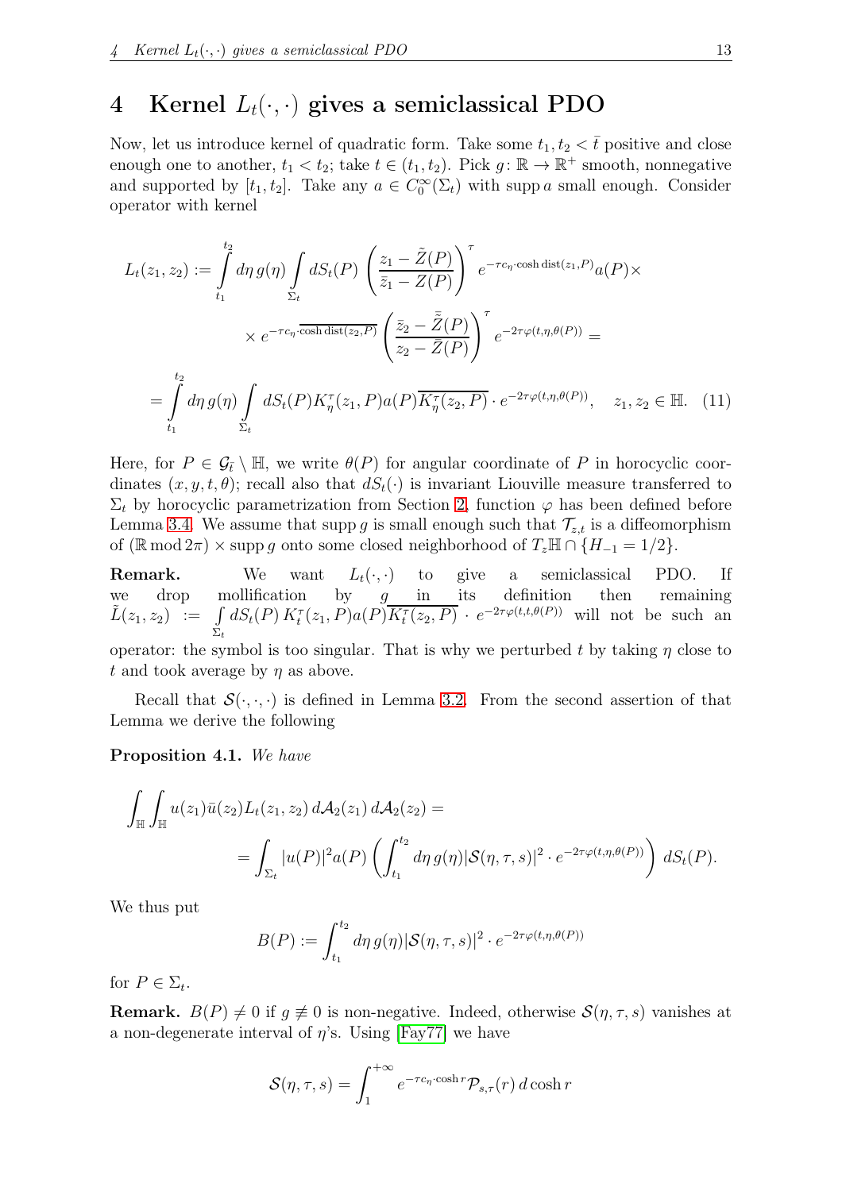# 4 Kernel $L_t(\cdot,\cdot)$ gives a semiclassical PDO

Now, let us introduce kernel of quadratic form. Take some $t_1, t_2 < \bar{t}$ positive and close enough one to another, $t_1 < t_2$; take $t \in (t_1, t_2)$. Pick $g\colon \mathbb{R} \to \mathbb{R}^+$ smooth, nonnegative and supported by $[t_1, t_2]$. Take any $a \in C_0^\infty(\Sigma_t)$ with $\operatorname{supp} a$ small enough. Consider operator with kernel

$$
\begin{aligned}
L_t(z_1, z_2) &:= \int_{t_1}^{t_2} d\eta\, g(\eta) \int_{\Sigma_t} dS_t(P) \left(\frac{z_1 - \tilde{Z}(P)}{\bar{z}_1 - Z(P)}\right)^\tau e^{-\tau c_\eta \cdot \cosh \operatorname{dist}(z_1, P)} a(P) \times \\
&\qquad\qquad \times e^{-\tau c_\eta \cdot \overline{\cosh \operatorname{dist}(z_2, P)}} \left(\frac{\bar{z}_2 - \bar{\tilde{Z}}(P)}{z_2 - \bar{Z}(P)}\right)^\tau e^{-2\tau\varphi(t,\eta,\theta(P))} = \\
&= \int_{t_1}^{t_2} d\eta\, g(\eta) \int_{\Sigma_t} dS_t(P) K_\eta^\tau(z_1, P) a(P) \overline{K_\eta^\tau(z_2, P)} \cdot e^{-2\tau\varphi(t,\eta,\theta(P))}, \quad z_1, z_2 \in \mathbb{H}. \quad (11)
\end{aligned}
$$

Here, for $P \in \mathcal{G}_{\bar{t}} \setminus \mathbb{H}$, we write $\theta(P)$ for angular coordinate of $P$ in horocyclic coordinates $(x, y, t, \theta)$; recall also that $dS_t(\cdot)$ is invariant Liouville measure transferred to $\Sigma_t$ by horocyclic parametrization from Section 2, function $\varphi$ has been defined before Lemma 3.4. We assume that $\operatorname{supp} g$ is small enough such that $\mathcal{T}_{z,t}$ is a diffeomorphism of $(\mathbb{R} \bmod 2\pi) \times \operatorname{supp} g$ onto some closed neighborhood of $T_z\mathbb{H} \cap \{H_{-1} = 1/2\}$.

**Remark.** We want $L_t(\cdot,\cdot)$ to give a semiclassical PDO. If we drop mollification by $g$ in its definition then remaining $\tilde{L}(z_1, z_2) := \int_{\Sigma_t} dS_t(P)\, K_t^\tau(z_1, P) a(P) \overline{K_t^\tau(z_2, P)} \cdot e^{-2\tau\varphi(t,t,\theta(P))}$ will not be such an operator: the symbol is too singular. That is why we perturbed $t$ by taking $\eta$ close to $t$ and took average by $\eta$ as above.

Recall that $\mathcal{S}(\cdot,\cdot,\cdot)$ is defined in Lemma 3.2. From the second assertion of that Lemma we derive the following

**Proposition 4.1.** *We have*

$$
\begin{aligned}
&\int_{\mathbb{H}} \int_{\mathbb{H}} u(z_1) \bar{u}(z_2) L_t(z_1, z_2)\, d\mathcal{A}_2(z_1)\, d\mathcal{A}_2(z_2) = \\
&\qquad = \int_{\Sigma_t} |u(P)|^2 a(P) \left(\int_{t_1}^{t_2} d\eta\, g(\eta) |\mathcal{S}(\eta, \tau, s)|^2 \cdot e^{-2\tau\varphi(t,\eta,\theta(P))}\right) dS_t(P).
\end{aligned}
$$

We thus put

$$
B(P) := \int_{t_1}^{t_2} d\eta\, g(\eta) |\mathcal{S}(\eta, \tau, s)|^2 \cdot e^{-2\tau\varphi(t,\eta,\theta(P))}
$$

for $P \in \Sigma_t$.

**Remark.** $B(P) \neq 0$ if $g \not\equiv 0$ is non-negative. Indeed, otherwise $\mathcal{S}(\eta, \tau, s)$ vanishes at a non-degenerate interval of $\eta$'s. Using [Fay77] we have

$$
\mathcal{S}(\eta, \tau, s) = \int_1^{+\infty} e^{-\tau c_\eta \cdot \cosh r} \mathcal{P}_{s,\tau}(r)\, d\cosh r
$$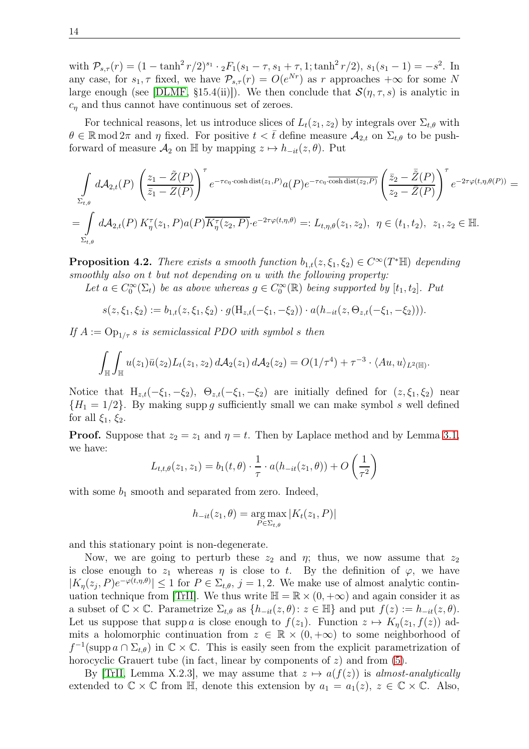with $\mathcal{P}_{s,\tau}(r) = (1-\tanh^2 r/2)^{s_1}\cdot {}_2F_1(s_1-\tau, s_1+\tau, 1; \tanh^2 r/2)$, $s_1(s_1-1) = -s^2$. In any case, for $s_1, \tau$ fixed, we have $\mathcal{P}_{s,\tau}(r) = O(e^{Nr})$ as $r$ approaches $+\infty$ for some $N$ large enough (see [DLMF, §15.4(ii)]). We then conclude that $\mathcal{S}(\eta, \tau, s)$ is analytic in $c_\eta$ and thus cannot have continuous set of zeroes.

For technical reasons, let us introduce slices of $L_t(z_1, z_2)$ by integrals over $\Sigma_{t,\theta}$ with $\theta \in \mathbb{R} \bmod 2\pi$ and $\eta$ fixed. For positive $t < \bar{t}$ define measure $\mathcal{A}_{2,t}$ on $\Sigma_{t,\theta}$ to be push-forward of measure $\mathcal{A}_2$ on $\mathbb{H}$ by mapping $z \mapsto h_{-it}(z,\theta)$. Put

$$\int\limits_{\Sigma_{t,\theta}} d\mathcal{A}_{2,t}(P) \left(\frac{z_1 - \tilde{Z}(P)}{\bar{z}_1 - Z(P)}\right)^{\tau} e^{-\tau c_\eta \cdot \cosh \operatorname{dist}(z_1,P)} a(P) e^{-\tau c_\eta \cdot \overline{\cosh \operatorname{dist}(z_2,P)}} \left(\frac{\bar{z}_2 - \bar{\tilde{Z}}(P)}{z_2 - \bar{Z}(P)}\right)^{\tau} e^{-2\tau\varphi(t,\eta,\theta(P))} =$$

$$= \int\limits_{\Sigma_{t,\theta}} d\mathcal{A}_{2,t}(P)\, K_\eta^\tau(z_1,P) a(P) \overline{K_\eta^\tau(z_2,P)} \cdot e^{-2\tau\varphi(t,\eta,\theta)} =: L_{t,\eta,\theta}(z_1,z_2),\ \ \eta \in (t_1,t_2),\ \ z_1, z_2 \in \mathbb{H}.$$

**Proposition 4.2.** *There exists a smooth function $b_{1,t}(z,\xi_1,\xi_2) \in C^\infty(T^*\mathbb{H})$ depending smoothly also on $t$ but not depending on $u$ with the following property:*

*Let $a \in C_0^\infty(\Sigma_t)$ be as above whereas $g \in C_0^\infty(\mathbb{R})$ being supported by $[t_1, t_2]$. Put*

$$s(z,\xi_1,\xi_2) := b_{1,t}(z,\xi_1,\xi_2)\cdot g(\mathrm{H}_{z,t}(-\xi_1,-\xi_2)) \cdot a(h_{-it}(z, \Theta_{z,t}(-\xi_1,-\xi_2))).$$

*If $A := \operatorname{Op}_{1/\tau} s$ is semiclassical PDO with symbol $s$ then*

$$\int_{\mathbb{H}}\int_{\mathbb{H}} u(z_1)\bar{u}(z_2) L_t(z_1,z_2)\, d\mathcal{A}_2(z_1)\, d\mathcal{A}_2(z_2) = O(1/\tau^4) + \tau^{-3}\cdot \langle Au, u\rangle_{L^2(\mathbb{H})}.$$

Notice that $\mathrm{H}_{z,t}(-\xi_1,-\xi_2)$, $\Theta_{z,t}(-\xi_1,-\xi_2)$ are initially defined for $(z,\xi_1,\xi_2)$ near $\{H_1 = 1/2\}$. By making $\operatorname{supp} g$ sufficiently small we can make symbol $s$ well defined for all $\xi_1$, $\xi_2$.

**Proof.** Suppose that $z_2 = z_1$ and $\eta = t$. Then by Laplace method and by Lemma 3.1, we have:

$$L_{t,t,\theta}(z_1,z_1) = b_1(t,\theta)\cdot \frac{1}{\tau}\cdot a(h_{-it}(z_1,\theta)) + O\left(\frac{1}{\tau^2}\right)$$

with some $b_1$ smooth and separated from zero. Indeed,

$$h_{-it}(z_1,\theta) = \operatorname*{arg\,max}_{P\in\Sigma_{t,\theta}} |K_t(z_1,P)|$$

and this stationary point is non-degenerate.

Now, we are going to perturb these $z_2$ and $\eta$; thus, we now assume that $z_2$ is close enough to $z_1$ whereas $\eta$ is close to $t$. By the definition of $\varphi$, we have $|K_\eta(z_j,P)e^{-\varphi(t,\eta,\theta)}| \le 1$ for $P \in \Sigma_{t,\theta}$, $j = 1,2$. We make use of almost analytic continuation technique from [TrII]. We thus write $\mathbb{H} = \mathbb{R}\times(0,+\infty)$ and again consider it as a subset of $\mathbb{C}\times\mathbb{C}$. Parametrize $\Sigma_{t,\theta}$ as $\{h_{-it}(z,\theta)\colon z \in \mathbb{H}\}$ and put $f(z) := h_{-it}(z,\theta)$. Let us suppose that $\operatorname{supp} a$ is close enough to $f(z_1)$. Function $z \mapsto K_\eta(z_1, f(z))$ admits a holomorphic continuation from $z \in \mathbb{R}\times(0,+\infty)$ to some neighborhood of $f^{-1}(\operatorname{supp} a \cap \Sigma_{t,\theta})$ in $\mathbb{C}\times\mathbb{C}$. This is easily seen from the explicit parametrization of horocyclic Grauert tube (in fact, linear by components of $z$) and from (5).

By [TrII, Lemma X.2.3], we may assume that $z \mapsto a(f(z))$ is *almost-analytically* extended to $\mathbb{C}\times\mathbb{C}$ from $\mathbb{H}$, denote this extension by $a_1 = a_1(z)$, $z \in \mathbb{C}\times\mathbb{C}$. Also,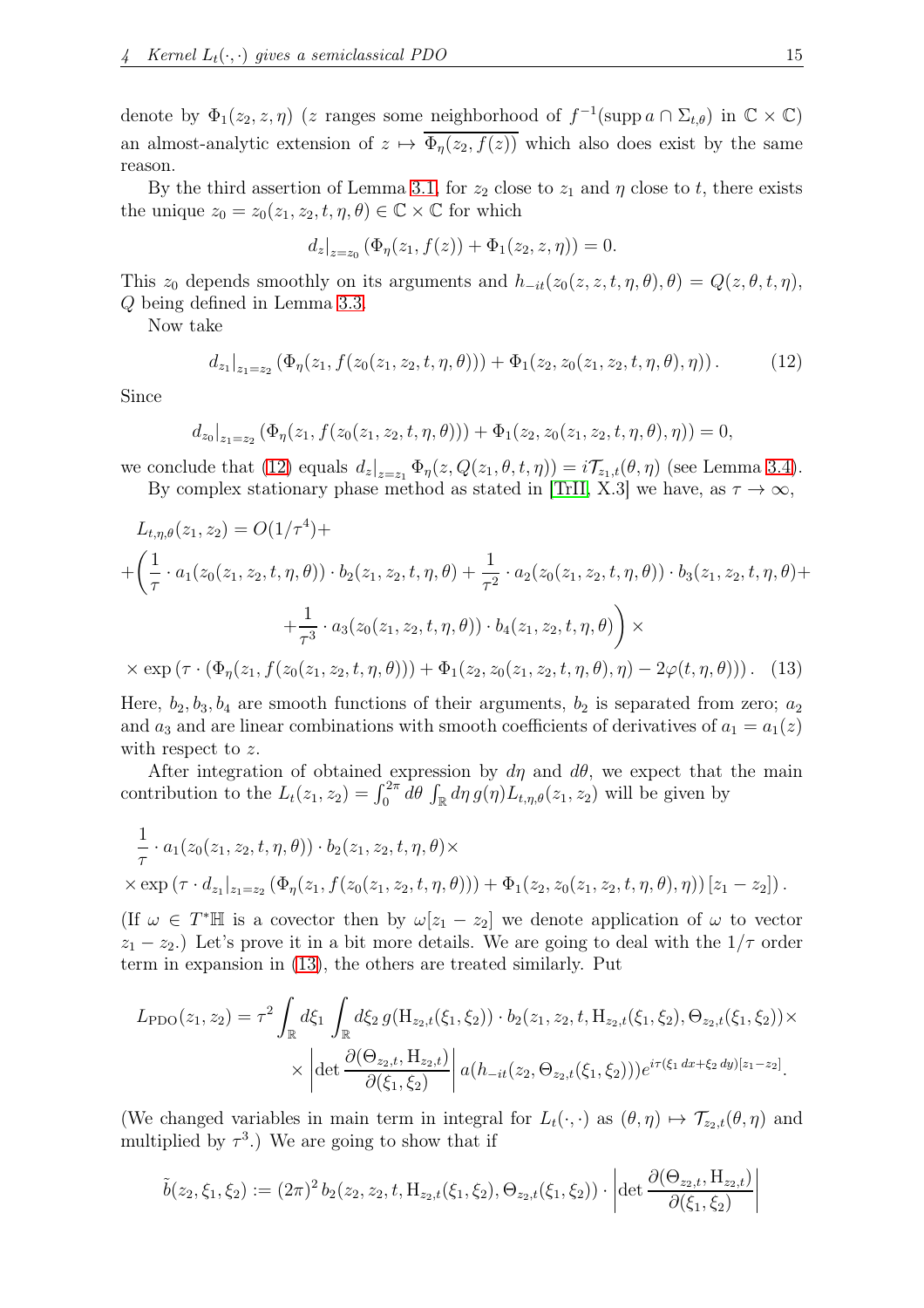denote by $\Phi_1(z_2, z, \eta)$ ($z$ ranges some neighborhood of $f^{-1}(\operatorname{supp} a \cap \Sigma_{t,\theta})$ in $\mathbb{C} \times \mathbb{C}$) an almost-analytic extension of $z \mapsto \overline{\Phi_\eta(z_2, f(z))}$ which also does exist by the same reason.

By the third assertion of Lemma 3.1, for $z_2$ close to $z_1$ and $\eta$ close to $t$, there exists the unique $z_0 = z_0(z_1, z_2, t, \eta, \theta) \in \mathbb{C} \times \mathbb{C}$ for which

$$d_z|_{z=z_0} \left(\Phi_\eta(z_1, f(z)) + \Phi_1(z_2, z, \eta)\right) = 0.$$

This $z_0$ depends smoothly on its arguments and $h_{-it}(z_0(z, z, t, \eta, \theta), \theta) = Q(z, \theta, t, \eta)$, $Q$ being defined in Lemma 3.3.

Now take

$$d_{z_1}|_{z_1=z_2} \left(\Phi_\eta(z_1, f(z_0(z_1, z_2, t, \eta, \theta))) + \Phi_1(z_2, z_0(z_1, z_2, t, \eta, \theta), \eta)\right). \tag{12}$$

Since

$$d_{z_0}|_{z_1=z_2} \left(\Phi_\eta(z_1, f(z_0(z_1, z_2, t, \eta, \theta))) + \Phi_1(z_2, z_0(z_1, z_2, t, \eta, \theta), \eta)\right) = 0,$$

we conclude that (12) equals $d_z|_{z=z_1} \Phi_\eta(z, Q(z_1, \theta, t, \eta)) = i\mathcal{T}_{z_1,t}(\theta, \eta)$ (see Lemma 3.4).

By complex stationary phase method as stated in [TrII, X.3] we have, as $\tau \to \infty$,

$$\begin{aligned}
&L_{t,\eta,\theta}(z_1, z_2) = O(1/\tau^4) + \\
&+ \bigg( \frac{1}{\tau} \cdot a_1(z_0(z_1, z_2, t, \eta, \theta)) \cdot b_2(z_1, z_2, t, \eta, \theta) + \frac{1}{\tau^2} \cdot a_2(z_0(z_1, z_2, t, \eta, \theta)) \cdot b_3(z_1, z_2, t, \eta, \theta) + \\
&\qquad + \frac{1}{\tau^3} \cdot a_3(z_0(z_1, z_2, t, \eta, \theta)) \cdot b_4(z_1, z_2, t, \eta, \theta) \bigg) \times \\
&\times \exp\left(\tau \cdot \left(\Phi_\eta(z_1, f(z_0(z_1, z_2, t, \eta, \theta))) + \Phi_1(z_2, z_0(z_1, z_2, t, \eta, \theta), \eta) - 2\varphi(t, \eta, \theta)\right)\right).
\end{aligned} \tag{13}$$

Here, $b_2, b_3, b_4$ are smooth functions of their arguments, $b_2$ is separated from zero; $a_2$ and $a_3$ and are linear combinations with smooth coefficients of derivatives of $a_1 = a_1(z)$ with respect to $z$.

After integration of obtained expression by $d\eta$ and $d\theta$, we expect that the main contribution to the $L_t(z_1, z_2) = \int_0^{2\pi} d\theta \int_{\mathbb{R}} d\eta\, g(\eta) L_{t,\eta,\theta}(z_1, z_2)$ will be given by

$$\begin{aligned}
&\frac{1}{\tau} \cdot a_1(z_0(z_1, z_2, t, \eta, \theta)) \cdot b_2(z_1, z_2, t, \eta, \theta) \times \\
&\times \exp\left(\tau \cdot d_{z_1}|_{z_1=z_2} \left(\Phi_\eta(z_1, f(z_0(z_1, z_2, t, \eta, \theta))) + \Phi_1(z_2, z_0(z_1, z_2, t, \eta, \theta), \eta)\right)[z_1 - z_2]\right).
\end{aligned}$$

(If $\omega \in T^*\mathbb{H}$ is a covector then by $\omega[z_1 - z_2]$ we denote application of $\omega$ to vector $z_1 - z_2$.) Let's prove it in a bit more details. We are going to deal with the $1/\tau$ order term in expansion in (13), the others are treated similarly. Put

$$\begin{aligned}
L_{\mathrm{PDO}}(z_1, z_2) = \tau^2 \int_{\mathbb{R}} d\xi_1 \int_{\mathbb{R}} d\xi_2\, g(\mathrm{H}_{z_2,t}(\xi_1, \xi_2)) \cdot b_2(z_1, z_2, t, \mathrm{H}_{z_2,t}(\xi_1, \xi_2), \Theta_{z_2,t}(\xi_1, \xi_2)) \times \\
\times \left| \det \frac{\partial(\Theta_{z_2,t}, \mathrm{H}_{z_2,t})}{\partial(\xi_1, \xi_2)} \right| a(h_{-it}(z_2, \Theta_{z_2,t}(\xi_1, \xi_2))) e^{i\tau(\xi_1\, dx + \xi_2\, dy)[z_1 - z_2]}.
\end{aligned}$$

(We changed variables in main term in integral for $L_t(\cdot, \cdot)$ as $(\theta, \eta) \mapsto \mathcal{T}_{z_2,t}(\theta, \eta)$ and multiplied by $\tau^3$.) We are going to show that if

$$\tilde{b}(z_2, \xi_1, \xi_2) := (2\pi)^2\, b_2(z_2, z_2, t, \mathrm{H}_{z_2,t}(\xi_1, \xi_2), \Theta_{z_2,t}(\xi_1, \xi_2)) \cdot \left| \det \frac{\partial(\Theta_{z_2,t}, \mathrm{H}_{z_2,t})}{\partial(\xi_1, \xi_2)} \right|$$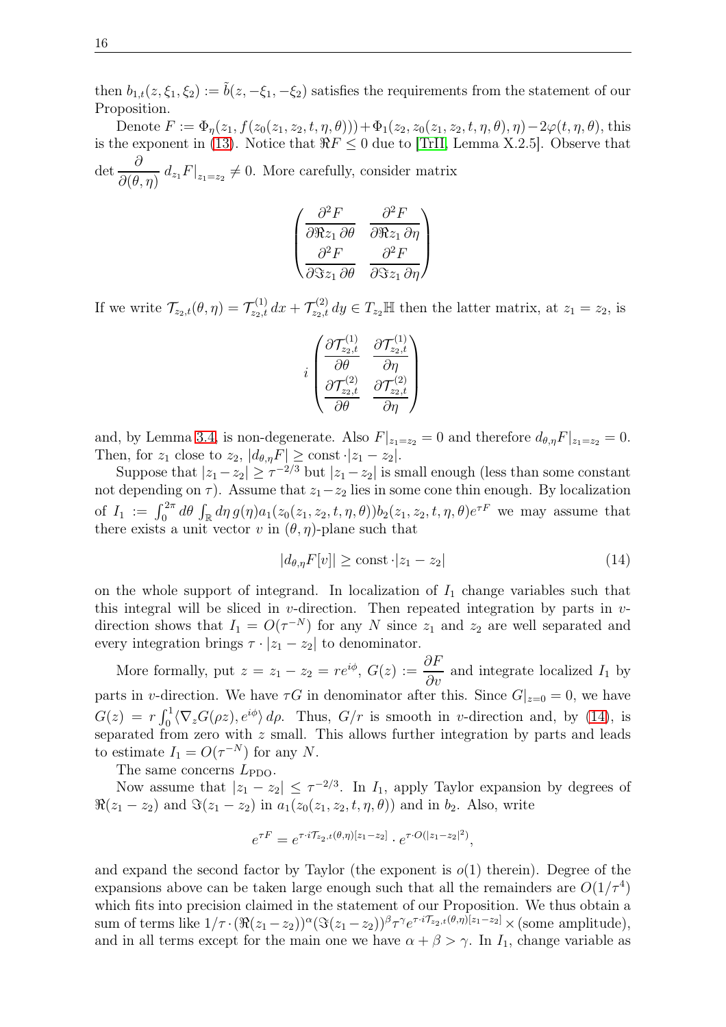then $b_{1,t}(z,\xi_1,\xi_2) := \tilde{b}(z,-\xi_1,-\xi_2)$ satisfies the requirements from the statement of our Proposition.

Denote $F := \Phi_\eta(z_1, f(z_0(z_1,z_2,t,\eta,\theta))) + \Phi_1(z_2, z_0(z_1,z_2,t,\eta,\theta),\eta) - 2\varphi(t,\eta,\theta)$, this is the exponent in (13). Notice that $\Re F \le 0$ due to [TrII, Lemma X.2.5]. Observe that $\det \dfrac{\partial}{\partial(\theta,\eta)}\, d_{z_1} F|_{z_1=z_2} \neq 0$. More carefully, consider matrix

$$\begin{pmatrix} \dfrac{\partial^2 F}{\partial \Re z_1\, \partial\theta} & \dfrac{\partial^2 F}{\partial \Re z_1\, \partial\eta} \\ \dfrac{\partial^2 F}{\partial \Im z_1\, \partial\theta} & \dfrac{\partial^2 F}{\partial \Im z_1\, \partial\eta} \end{pmatrix}$$

If we write $\mathcal{T}_{z_2,t}(\theta,\eta) = \mathcal{T}^{(1)}_{z_2,t}\, dx + \mathcal{T}^{(2)}_{z_2,t}\, dy \in T_{z_2}\mathbb{H}$ then the latter matrix, at $z_1 = z_2$, is

$$i\begin{pmatrix} \dfrac{\partial \mathcal{T}^{(1)}_{z_2,t}}{\partial\theta} & \dfrac{\partial \mathcal{T}^{(1)}_{z_2,t}}{\partial\eta} \\ \dfrac{\partial \mathcal{T}^{(2)}_{z_2,t}}{\partial\theta} & \dfrac{\partial \mathcal{T}^{(2)}_{z_2,t}}{\partial\eta} \end{pmatrix}$$

and, by Lemma 3.4, is non-degenerate. Also $F|_{z_1=z_2} = 0$ and therefore $d_{\theta,\eta}F|_{z_1=z_2} = 0$. Then, for $z_1$ close to $z_2$, $|d_{\theta,\eta}F| \ge \text{const}\cdot|z_1 - z_2|$.

Suppose that $|z_1 - z_2| \ge \tau^{-2/3}$ but $|z_1 - z_2|$ is small enough (less than some constant not depending on $\tau$). Assume that $z_1 - z_2$ lies in some cone thin enough. By localization of $I_1 := \int_0^{2\pi} d\theta \int_{\mathbb{R}} d\eta\, g(\eta) a_1(z_0(z_1,z_2,t,\eta,\theta)) b_2(z_1,z_2,t,\eta,\theta) e^{\tau F}$ we may assume that there exists a unit vector $v$ in $(\theta,\eta)$-plane such that

$$|d_{\theta,\eta}F[v]| \ge \text{const}\cdot|z_1 - z_2| \tag{14}$$

on the whole support of integrand. In localization of $I_1$ change variables such that this integral will be sliced in $v$-direction. Then repeated integration by parts in $v$-direction shows that $I_1 = O(\tau^{-N})$ for any $N$ since $z_1$ and $z_2$ are well separated and every integration brings $\tau\cdot|z_1 - z_2|$ to denominator.

More formally, put $z = z_1 - z_2 = re^{i\phi}$, $G(z) := \dfrac{\partial F}{\partial v}$ and integrate localized $I_1$ by parts in $v$-direction. We have $\tau G$ in denominator after this. Since $G|_{z=0} = 0$, we have $G(z) = r\int_0^1 \langle \nabla_z G(\rho z), e^{i\phi}\rangle\, d\rho$. Thus, $G/r$ is smooth in $v$-direction and, by (14), is separated from zero with $z$ small. This allows further integration by parts and leads to estimate $I_1 = O(\tau^{-N})$ for any $N$.

The same concerns $L_{\mathrm{PDO}}$.

Now assume that $|z_1 - z_2| \le \tau^{-2/3}$. In $I_1$, apply Taylor expansion by degrees of $\Re(z_1 - z_2)$ and $\Im(z_1 - z_2)$ in $a_1(z_0(z_1,z_2,t,\eta,\theta))$ and in $b_2$. Also, write

$$e^{\tau F} = e^{\tau\cdot i\mathcal{T}_{z_2,t}(\theta,\eta)[z_1 - z_2]}\cdot e^{\tau\cdot O(|z_1 - z_2|^2)},$$

and expand the second factor by Taylor (the exponent is $o(1)$ therein). Degree of the expansions above can be taken large enough such that all the remainders are $O(1/\tau^4)$ which fits into precision claimed in the statement of our Proposition. We thus obtain a sum of terms like $1/\tau\cdot(\Re(z_1 - z_2))^\alpha(\Im(z_1 - z_2))^\beta \tau^\gamma e^{\tau\cdot i\mathcal{T}_{z_2,t}(\theta,\eta)[z_1 - z_2]} \times$ (some amplitude), and in all terms except for the main one we have $\alpha + \beta > \gamma$. In $I_1$, change variable as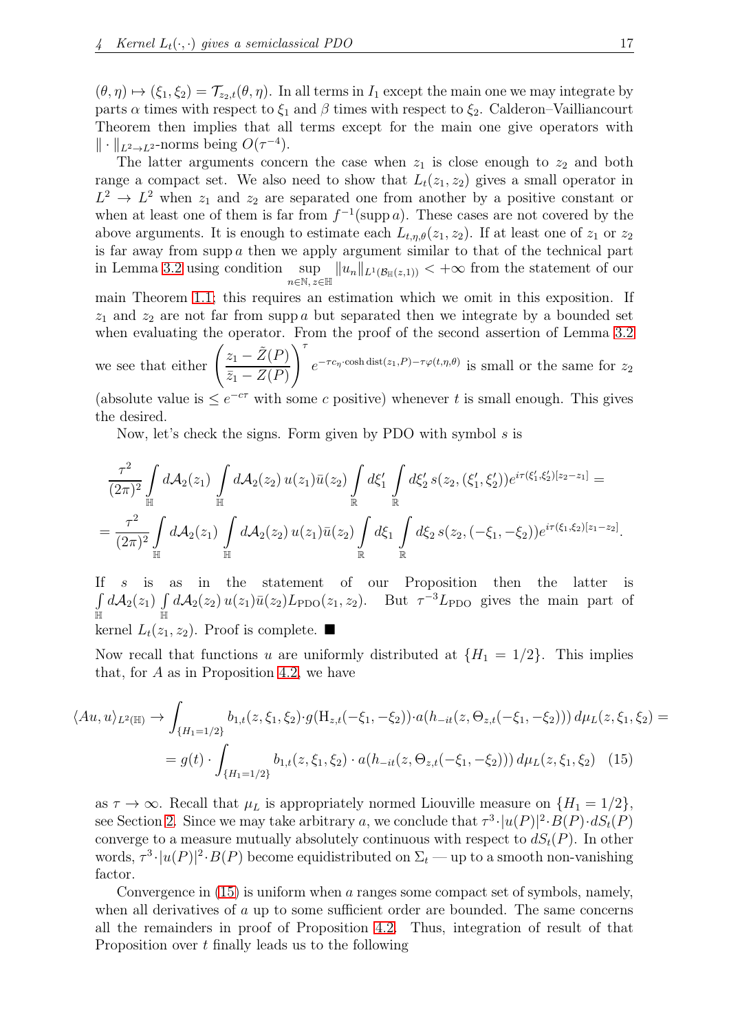$(\theta, \eta) \mapsto (\xi_1, \xi_2) = \mathcal{T}_{z_2,t}(\theta, \eta)$. In all terms in $I_1$ except the main one we may integrate by parts $\alpha$ times with respect to $\xi_1$ and $\beta$ times with respect to $\xi_2$. Calderon–Vailliancourt Theorem then implies that all terms except for the main one give operators with $\|\cdot\|_{L^2\to L^2}$-norms being $O(\tau^{-4})$.

The latter arguments concern the case when $z_1$ is close enough to $z_2$ and both range a compact set. We also need to show that $L_t(z_1, z_2)$ gives a small operator in $L^2 \to L^2$ when $z_1$ and $z_2$ are separated one from another by a positive constant or when at least one of them is far from $f^{-1}(\operatorname{supp} a)$. These cases are not covered by the above arguments. It is enough to estimate each $L_{t,\eta,\theta}(z_1, z_2)$. If at least one of $z_1$ or $z_2$ is far away from $\operatorname{supp} a$ then we apply argument similar to that of the technical part in Lemma 3.2 using condition $\sup\limits_{n\in\mathbb{N},\, z\in\mathbb{H}} \|u_n\|_{L^1(\mathcal{B}_{\mathbb{H}}(z,1))} < +\infty$ from the statement of our main Theorem 1.1; this requires an estimation which we omit in this exposition. If $z_1$ and $z_2$ are not far from $\operatorname{supp} a$ but separated then we integrate by a bounded set when evaluating the operator. From the proof of the second assertion of Lemma 3.2 we see that either $\left(\dfrac{z_1 - \tilde{Z}(P)}{\bar{z}_1 - Z(P)}\right)^{\tau} e^{-\tau c_\eta \cdot \cosh \operatorname{dist}(z_1,P) - \tau\varphi(t,\eta,\theta)}$ is small or the same for $z_2$ (absolute value is $\leq e^{-c\tau}$ with some $c$ positive) whenever $t$ is small enough. This gives the desired.

Now, let's check the signs. Form given by PDO with symbol $s$ is

$$
\frac{\tau^2}{(2\pi)^2} \int\limits_{\mathbb{H}} d\mathcal{A}_2(z_1) \int\limits_{\mathbb{H}} d\mathcal{A}_2(z_2)\, u(z_1)\bar{u}(z_2) \int\limits_{\mathbb{R}} d\xi_1' \int\limits_{\mathbb{R}} d\xi_2'\, s(z_2, (\xi_1', \xi_2')) e^{i\tau(\xi_1',\xi_2')[z_2 - z_1]} =
$$

$$
= \frac{\tau^2}{(2\pi)^2} \int\limits_{\mathbb{H}} d\mathcal{A}_2(z_1) \int\limits_{\mathbb{H}} d\mathcal{A}_2(z_2)\, u(z_1)\bar{u}(z_2) \int\limits_{\mathbb{R}} d\xi_1 \int\limits_{\mathbb{R}} d\xi_2\, s(z_2, (-\xi_1, -\xi_2)) e^{i\tau(\xi_1,\xi_2)[z_1 - z_2]}.
$$

If $s$ is as in the statement of our Proposition then the latter is $\int\limits_{\mathbb{H}} d\mathcal{A}_2(z_1) \int\limits_{\mathbb{H}} d\mathcal{A}_2(z_2)\, u(z_1)\bar{u}(z_2) L_{\mathrm{PDO}}(z_1, z_2)$. But $\tau^{-3} L_{\mathrm{PDO}}$ gives the main part of kernel $L_t(z_1, z_2)$. Proof is complete. ■

Now recall that functions $u$ are uniformly distributed at $\{H_1 = 1/2\}$. This implies that, for $A$ as in Proposition 4.2, we have

$$
\langle Au, u\rangle_{L^2(\mathbb{H})} \to \int_{\{H_1 = 1/2\}} b_{1,t}(z, \xi_1, \xi_2) \cdot g(\mathrm{H}_{z,t}(-\xi_1, -\xi_2)) \cdot a(h_{-it}(z, \Theta_{z,t}(-\xi_1, -\xi_2)))\, d\mu_L(z, \xi_1, \xi_2) =
$$

$$
= g(t) \cdot \int_{\{H_1 = 1/2\}} b_{1,t}(z, \xi_1, \xi_2) \cdot a(h_{-it}(z, \Theta_{z,t}(-\xi_1, -\xi_2)))\, d\mu_L(z, \xi_1, \xi_2) \quad (15)
$$

as $\tau \to \infty$. Recall that $\mu_L$ is appropriately normed Liouville measure on $\{H_1 = 1/2\}$, see Section 2. Since we may take arbitrary $a$, we conclude that $\tau^3 \cdot |u(P)|^2 \cdot B(P) \cdot dS_t(P)$ converge to a measure mutually absolutely continuous with respect to $dS_t(P)$. In other words, $\tau^3 \cdot |u(P)|^2 \cdot B(P)$ become equidistributed on $\Sigma_t$ — up to a smooth non-vanishing factor.

Convergence in (15) is uniform when $a$ ranges some compact set of symbols, namely, when all derivatives of $a$ up to some sufficient order are bounded. The same concerns all the remainders in proof of Proposition 4.2. Thus, integration of result of that Proposition over $t$ finally leads us to the following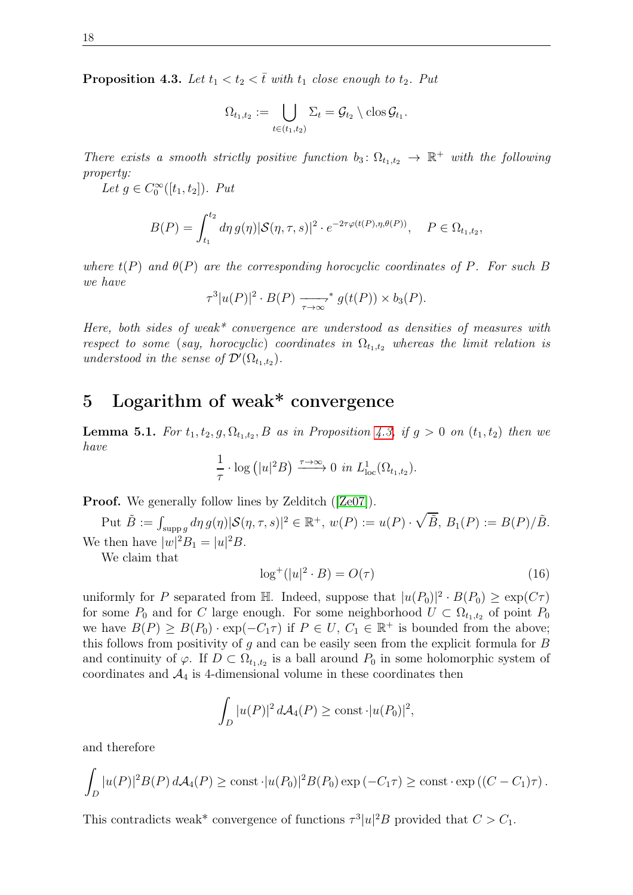**Proposition 4.3.** *Let $t_1 < t_2 < \bar{t}$ with $t_1$ close enough to $t_2$. Put*

$$\Omega_{t_1,t_2} := \bigcup_{t \in (t_1,t_2)} \Sigma_t = \mathcal{G}_{t_2} \setminus \operatorname{clos} \mathcal{G}_{t_1}.$$

*There exists a smooth strictly positive function $b_3 \colon \Omega_{t_1,t_2} \to \mathbb{R}^+$ with the following property:*

*Let $g \in C_0^\infty([t_1,t_2])$. Put*

$$B(P) = \int_{t_1}^{t_2} d\eta\, g(\eta) |\mathcal{S}(\eta,\tau,s)|^2 \cdot e^{-2\tau\varphi(t(P),\eta,\theta(P))}, \quad P \in \Omega_{t_1,t_2},$$

*where $t(P)$ and $\theta(P)$ are the corresponding horocyclic coordinates of $P$. For such $B$ we have*

$$\tau^3 |u(P)|^2 \cdot B(P) \xrightarrow[\tau\to\infty]{}{}^{*}\; g(t(P)) \times b_3(P).$$

*Here, both sides of weak\* convergence are understood as densities of measures with respect to some (say, horocyclic) coordinates in $\Omega_{t_1,t_2}$ whereas the limit relation is understood in the sense of $\mathcal{D}'(\Omega_{t_1,t_2})$.*

# 5 Logarithm of weak* convergence

**Lemma 5.1.** *For $t_1, t_2, g, \Omega_{t_1,t_2}, B$ as in Proposition 4.3, if $g > 0$ on $(t_1,t_2)$ then we have*

$$\frac{1}{\tau} \cdot \log\left(|u|^2 B\right) \xrightarrow{\tau\to\infty} 0 \text{ in } L^1_{\mathrm{loc}}(\Omega_{t_1,t_2}).$$

**Proof.** We generally follow lines by Zelditch ([Ze07]).

Put $\tilde{B} := \int_{\operatorname{supp} g} d\eta\, g(\eta) |\mathcal{S}(\eta,\tau,s)|^2 \in \mathbb{R}^+$, $w(P) := u(P) \cdot \sqrt{\tilde{B}}$, $B_1(P) := B(P)/\tilde{B}$. We then have $|w|^2 B_1 = |u|^2 B$.

We claim that

$$\log^+(|u|^2 \cdot B) = O(\tau) \tag{16}$$

uniformly for $P$ separated from $\mathbb{H}$. Indeed, suppose that $|u(P_0)|^2 \cdot B(P_0) \geq \exp(C\tau)$ for some $P_0$ and for $C$ large enough. For some neighborhood $U \subset \Omega_{t_1,t_2}$ of point $P_0$ we have $B(P) \geq B(P_0) \cdot \exp(-C_1\tau)$ if $P \in U$, $C_1 \in \mathbb{R}^+$ is bounded from the above; this follows from positivity of $g$ and can be easily seen from the explicit formula for $B$ and continuity of $\varphi$. If $D \subset \Omega_{t_1,t_2}$ is a ball around $P_0$ in some holomorphic system of coordinates and $\mathcal{A}_4$ is 4-dimensional volume in these coordinates then

$$\int_D |u(P)|^2 \, d\mathcal{A}_4(P) \geq \text{const} \cdot |u(P_0)|^2,$$

and therefore

$$\int_D |u(P)|^2 B(P) \, d\mathcal{A}_4(P) \geq \text{const} \cdot |u(P_0)|^2 B(P_0) \exp\left(-C_1\tau\right) \geq \text{const} \cdot \exp\left((C - C_1)\tau\right).$$

This contradicts weak\* convergence of functions $\tau^3|u|^2 B$ provided that $C > C_1$.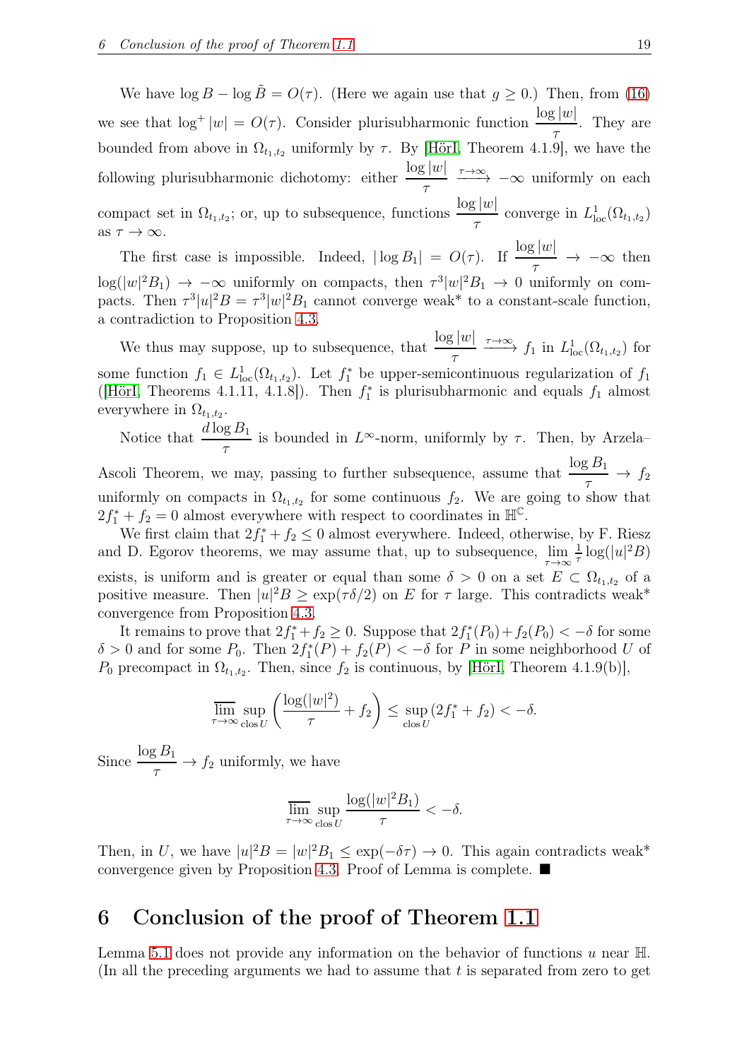We have $\log B - \log \tilde{B} = O(\tau)$. (Here we again use that $g \geq 0$.) Then, from (16) we see that $\log^+ |w| = O(\tau)$. Consider plurisubharmonic function $\dfrac{\log |w|}{\tau}$. They are bounded from above in $\Omega_{t_1,t_2}$ uniformly by $\tau$. By [HörI, Theorem 4.1.9], we have the following plurisubharmonic dichotomy: either $\dfrac{\log |w|}{\tau} \xrightarrow{\tau\to\infty} -\infty$ uniformly on each compact set in $\Omega_{t_1,t_2}$; or, up to subsequence, functions $\dfrac{\log |w|}{\tau}$ converge in $L^1_{\text{loc}}(\Omega_{t_1,t_2})$ as $\tau \to \infty$.

The first case is impossible. Indeed, $|\log B_1| = O(\tau)$. If $\dfrac{\log |w|}{\tau} \to -\infty$ then $\log(|w|^2 B_1) \to -\infty$ uniformly on compacts, then $\tau^3 |w|^2 B_1 \to 0$ uniformly on compacts. Then $\tau^3 |u|^2 B = \tau^3 |w|^2 B_1$ cannot converge weak* to a constant-scale function, a contradiction to Proposition 4.3.

We thus may suppose, up to subsequence, that $\dfrac{\log |w|}{\tau} \xrightarrow{\tau\to\infty} f_1$ in $L^1_{\text{loc}}(\Omega_{t_1,t_2})$ for some function $f_1 \in L^1_{\text{loc}}(\Omega_{t_1,t_2})$. Let $f_1^*$ be upper-semicontinuous regularization of $f_1$ ([HörI, Theorems 4.1.11, 4.1.8]). Then $f_1^*$ is plurisubharmonic and equals $f_1$ almost everywhere in $\Omega_{t_1,t_2}$.

Notice that $\dfrac{d \log B_1}{\tau}$ is bounded in $L^\infty$-norm, uniformly by $\tau$. Then, by Arzela–Ascoli Theorem, we may, passing to further subsequence, assume that $\dfrac{\log B_1}{\tau} \to f_2$ uniformly on compacts in $\Omega_{t_1,t_2}$ for some continuous $f_2$. We are going to show that $2f_1^* + f_2 = 0$ almost everywhere with respect to coordinates in $\mathbb{H}^{\mathbb{C}}$.

We first claim that $2f_1^* + f_2 \leq 0$ almost everywhere. Indeed, otherwise, by F. Riesz and D. Egorov theorems, we may assume that, up to subsequence, $\lim\limits_{\tau\to\infty} \frac{1}{\tau} \log(|u|^2 B)$ exists, is uniform and is greater or equal than some $\delta > 0$ on a set $E \subset \Omega_{t_1,t_2}$ of a positive measure. Then $|u|^2 B \geq \exp(\tau\delta/2)$ on $E$ for $\tau$ large. This contradicts weak* convergence from Proposition 4.3.

It remains to prove that $2f_1^* + f_2 \geq 0$. Suppose that $2f_1^*(P_0) + f_2(P_0) < -\delta$ for some $\delta > 0$ and for some $P_0$. Then $2f_1^*(P) + f_2(P) < -\delta$ for $P$ in some neighborhood $U$ of $P_0$ precompact in $\Omega_{t_1,t_2}$. Then, since $f_2$ is continuous, by [HörI, Theorem 4.1.9(b)],

$$\varlimsup_{\tau\to\infty} \sup_{\operatorname{clos} U} \left( \frac{\log(|w|^2)}{\tau} + f_2 \right) \leq \sup_{\operatorname{clos} U} (2f_1^* + f_2) < -\delta.$$

Since $\dfrac{\log B_1}{\tau} \to f_2$ uniformly, we have

$$\varlimsup_{\tau\to\infty} \sup_{\operatorname{clos} U} \frac{\log(|w|^2 B_1)}{\tau} < -\delta.$$

Then, in $U$, we have $|u|^2 B = |w|^2 B_1 \leq \exp(-\delta\tau) \to 0$. This again contradicts weak* convergence given by Proposition 4.3. Proof of Lemma is complete. ■

# 6 Conclusion of the proof of Theorem 1.1

Lemma 5.1 does not provide any information on the behavior of functions $u$ near $\mathbb{H}$. (In all the preceding arguments we had to assume that $t$ is separated from zero to get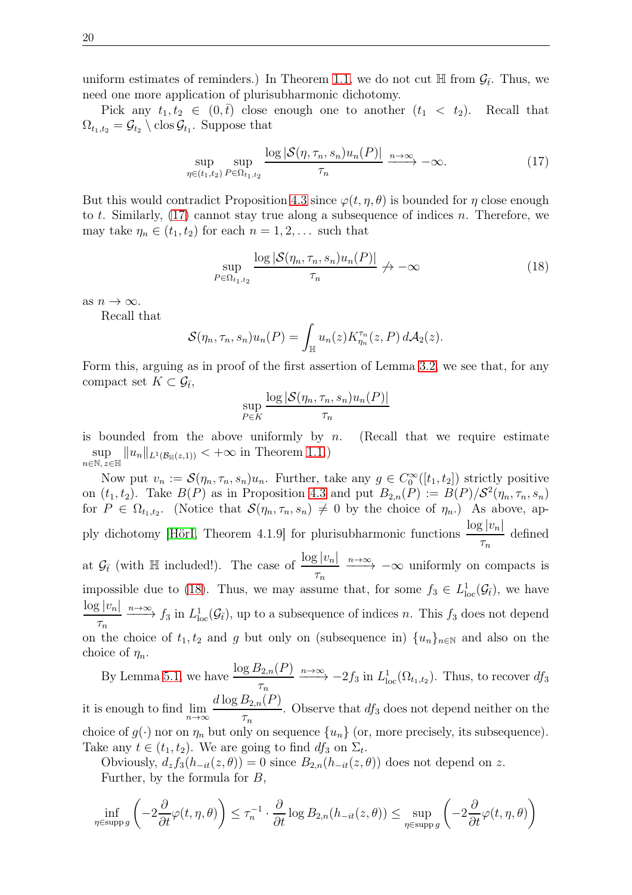uniform estimates of reminders.) In Theorem 1.1, we do not cut $\mathbb{H}$ from $\mathcal{G}_{\bar{t}}$. Thus, we need one more application of plurisubharmonic dichotomy.

Pick any $t_1, t_2 \in (0, \bar{t})$ close enough one to another ($t_1 < t_2$). Recall that $\Omega_{t_1,t_2} = \mathcal{G}_{t_2} \setminus \operatorname{clos} \mathcal{G}_{t_1}$. Suppose that

$$\sup_{\eta \in (t_1,t_2)} \sup_{P \in \Omega_{t_1,t_2}} \frac{\log |\mathcal{S}(\eta, \tau_n, s_n) u_n(P)|}{\tau_n} \xrightarrow{n\to\infty} -\infty. \tag{17}$$

But this would contradict Proposition 4.3 since $\varphi(t, \eta, \theta)$ is bounded for $\eta$ close enough to $t$. Similarly, (17) cannot stay true along a subsequence of indices $n$. Therefore, we may take $\eta_n \in (t_1, t_2)$ for each $n = 1, 2, \ldots$ such that

$$\sup_{P \in \Omega_{t_1,t_2}} \frac{\log |\mathcal{S}(\eta_n, \tau_n, s_n) u_n(P)|}{\tau_n} \not\to -\infty \tag{18}$$

as $n \to \infty$.

Recall that

$$\mathcal{S}(\eta_n, \tau_n, s_n) u_n(P) = \int_{\mathbb{H}} u_n(z) K^{\tau_n}_{\eta_n}(z, P)\, d\mathcal{A}_2(z).$$

Form this, arguing as in proof of the first assertion of Lemma 3.2, we see that, for any compact set $K \subset \mathcal{G}_{\bar{t}}$,

$$\sup_{P \in K} \frac{\log |\mathcal{S}(\eta_n, \tau_n, s_n) u_n(P)|}{\tau_n}$$

is bounded from the above uniformly by $n$. (Recall that we require estimate $\sup\limits_{n\in\mathbb{N},\, z\in\mathbb{H}} \|u_n\|_{L^1(\mathcal{B}_{\mathbb{H}}(z,1))} < +\infty$ in Theorem 1.1.)

Now put $v_n := \mathcal{S}(\eta_n, \tau_n, s_n) u_n$. Further, take any $g \in C_0^\infty([t_1, t_2])$ strictly positive on $(t_1, t_2)$. Take $B(P)$ as in Proposition 4.3 and put $B_{2,n}(P) := B(P)/\mathcal{S}^2(\eta_n, \tau_n, s_n)$ for $P \in \Omega_{t_1,t_2}$. (Notice that $\mathcal{S}(\eta_n, \tau_n, s_n) \neq 0$ by the choice of $\eta_n$.) As above, apply dichotomy [Hörl, Theorem 4.1.9] for plurisubharmonic functions $\dfrac{\log |v_n|}{\tau_n}$ defined at $\mathcal{G}_{\bar{t}}$ (with $\mathbb{H}$ included!). The case of $\dfrac{\log |v_n|}{\tau_n} \xrightarrow{n\to\infty} -\infty$ uniformly on compacts is impossible due to (18). Thus, we may assume that, for some $f_3 \in L^1_{\mathrm{loc}}(\mathcal{G}_{\bar{t}})$, we have $\dfrac{\log |v_n|}{\tau_n} \xrightarrow{n\to\infty} f_3$ in $L^1_{\mathrm{loc}}(\mathcal{G}_{\bar{t}})$, up to a subsequence of indices $n$. This $f_3$ does not depend on the choice of $t_1, t_2$ and $g$ but only on (subsequence in) $\{u_n\}_{n\in\mathbb{N}}$ and also on the choice of $\eta_n$.

By Lemma 5.1, we have $\dfrac{\log B_{2,n}(P)}{\tau_n} \xrightarrow{n\to\infty} -2f_3$ in $L^1_{\mathrm{loc}}(\Omega_{t_1,t_2})$. Thus, to recover $df_3$ it is enough to find $\lim\limits_{n\to\infty} \dfrac{d \log B_{2,n}(P)}{\tau_n}$. Observe that $df_3$ does not depend neither on the choice of $g(\cdot)$ nor on $\eta_n$ but only on sequence $\{u_n\}$ (or, more precisely, its subsequence). Take any $t \in (t_1, t_2)$. We are going to find $df_3$ on $\Sigma_t$.

Obviously, $d_z f_3(h_{-it}(z, \theta)) = 0$ since $B_{2,n}(h_{-it}(z, \theta))$ does not depend on $z$.

Further, by the formula for $B$,

$$\inf_{\eta \in \operatorname{supp} g} \left( -2 \frac{\partial}{\partial t} \varphi(t, \eta, \theta) \right) \le \tau_n^{-1} \cdot \frac{\partial}{\partial t} \log B_{2,n}(h_{-it}(z, \theta)) \le \sup_{\eta \in \operatorname{supp} g} \left( -2 \frac{\partial}{\partial t} \varphi(t, \eta, \theta) \right)$$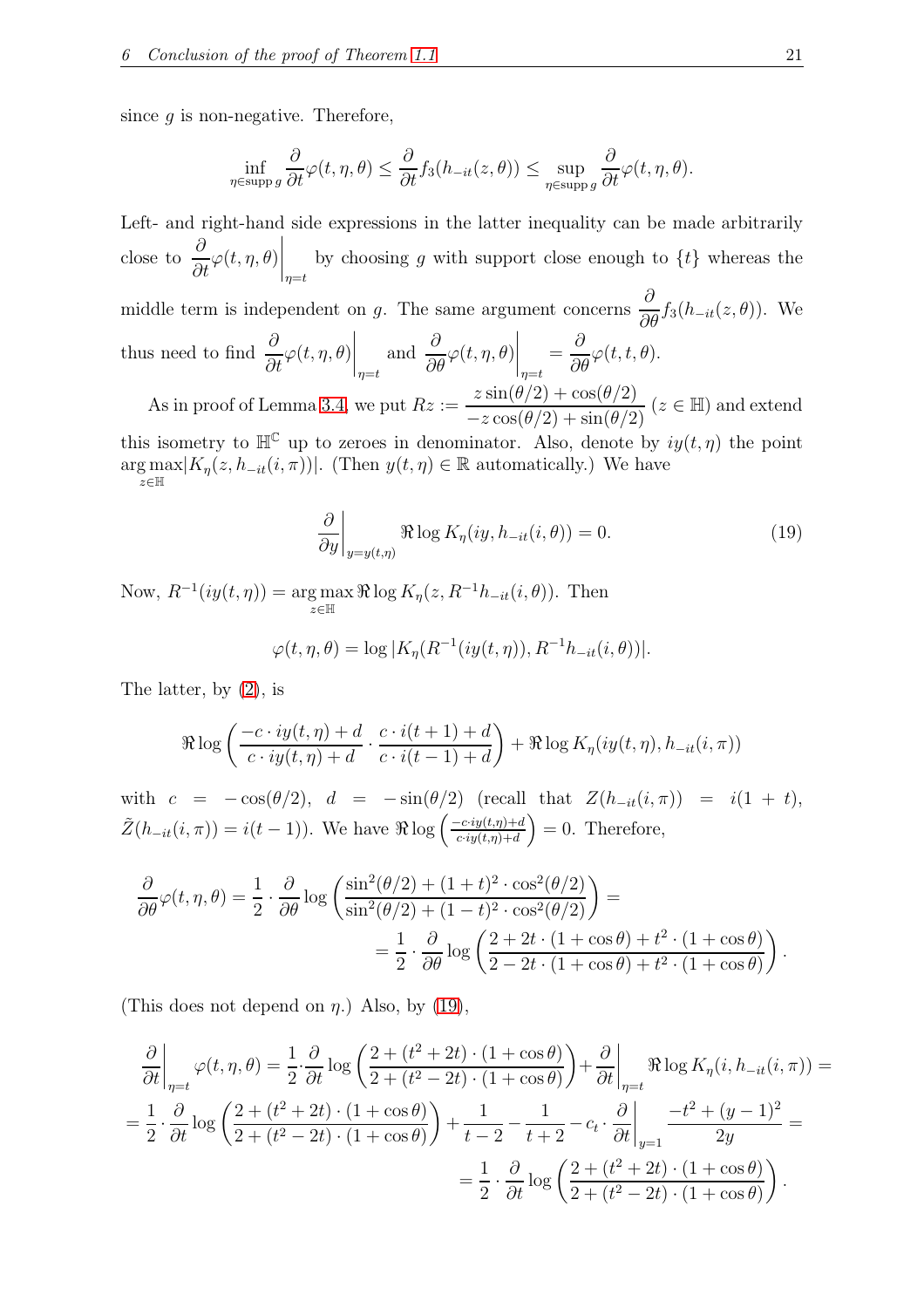since $g$ is non-negative. Therefore,

$$\inf_{\eta \in \operatorname{supp} g} \frac{\partial}{\partial t}\varphi(t,\eta,\theta) \le \frac{\partial}{\partial t} f_3(h_{-it}(z,\theta)) \le \sup_{\eta \in \operatorname{supp} g} \frac{\partial}{\partial t}\varphi(t,\eta,\theta).$$

Left- and right-hand side expressions in the latter inequality can be made arbitrarily close to $\left.\frac{\partial}{\partial t}\varphi(t,\eta,\theta)\right|_{\eta=t}$ by choosing $g$ with support close enough to $\{t\}$ whereas the middle term is independent on $g$. The same argument concerns $\frac{\partial}{\partial \theta} f_3(h_{-it}(z,\theta))$. We thus need to find $\left.\frac{\partial}{\partial t}\varphi(t,\eta,\theta)\right|_{\eta=t}$ and $\left.\frac{\partial}{\partial \theta}\varphi(t,\eta,\theta)\right|_{\eta=t} = \frac{\partial}{\partial \theta}\varphi(t,t,\theta)$.

As in proof of Lemma 3.4, we put $Rz := \dfrac{z\sin(\theta/2)+\cos(\theta/2)}{-z\cos(\theta/2)+\sin(\theta/2)}$ ($z \in \mathbb{H}$) and extend this isometry to $\mathbb{H}^{\mathbb{C}}$ up to zeroes in denominator. Also, denote by $iy(t,\eta)$ the point $\operatorname*{arg\,max}_{z\in\mathbb{H}} |K_\eta(z, h_{-it}(i,\pi))|$. (Then $y(t,\eta) \in \mathbb{R}$ automatically.) We have

$$\left.\frac{\partial}{\partial y}\right|_{y=y(t,\eta)} \Re \log K_\eta(iy, h_{-it}(i,\theta)) = 0. \tag{19}$$

Now, $R^{-1}(iy(t,\eta)) = \operatorname*{arg\,max}_{z\in\mathbb{H}} \Re \log K_\eta(z, R^{-1}h_{-it}(i,\theta))$. Then

$$\varphi(t,\eta,\theta) = \log|K_\eta(R^{-1}(iy(t,\eta)), R^{-1}h_{-it}(i,\theta))|.$$

The latter, by (2), is

$$\Re\log\left(\frac{-c\cdot iy(t,\eta)+d}{c\cdot iy(t,\eta)+d}\cdot\frac{c\cdot i(t+1)+d}{c\cdot i(t-1)+d}\right) + \Re\log K_\eta(iy(t,\eta), h_{-it}(i,\pi))$$

with $c = -\cos(\theta/2)$, $d = -\sin(\theta/2)$ (recall that $Z(h_{-it}(i,\pi)) = i(1+t)$, $\tilde{Z}(h_{-it}(i,\pi)) = i(t-1)$). We have $\Re\log\left(\frac{-c\cdot iy(t,\eta)+d}{c\cdot iy(t,\eta)+d}\right) = 0$. Therefore,

$$\frac{\partial}{\partial\theta}\varphi(t,\eta,\theta) = \frac{1}{2}\cdot\frac{\partial}{\partial\theta}\log\left(\frac{\sin^2(\theta/2)+(1+t)^2\cdot\cos^2(\theta/2)}{\sin^2(\theta/2)+(1-t)^2\cdot\cos^2(\theta/2)}\right) = \\ = \frac{1}{2}\cdot\frac{\partial}{\partial\theta}\log\left(\frac{2+2t\cdot(1+\cos\theta)+t^2\cdot(1+\cos\theta)}{2-2t\cdot(1+\cos\theta)+t^2\cdot(1+\cos\theta)}\right).$$

(This does not depend on $\eta$.) Also, by (19),

$$\left.\frac{\partial}{\partial t}\right|_{\eta=t}\varphi(t,\eta,\theta) = \frac{1}{2}\cdot\frac{\partial}{\partial t}\log\left(\frac{2+(t^2+2t)\cdot(1+\cos\theta)}{2+(t^2-2t)\cdot(1+\cos\theta)}\right) + \left.\frac{\partial}{\partial t}\right|_{\eta=t}\Re\log K_\eta(i, h_{-it}(i,\pi)) = \\ = \frac{1}{2}\cdot\frac{\partial}{\partial t}\log\left(\frac{2+(t^2+2t)\cdot(1+\cos\theta)}{2+(t^2-2t)\cdot(1+\cos\theta)}\right) + \frac{1}{t-2} - \frac{1}{t+2} - c_t\cdot\left.\frac{\partial}{\partial t}\right|_{y=1}\frac{-t^2+(y-1)^2}{2y} = \\ = \frac{1}{2}\cdot\frac{\partial}{\partial t}\log\left(\frac{2+(t^2+2t)\cdot(1+\cos\theta)}{2+(t^2-2t)\cdot(1+\cos\theta)}\right).$$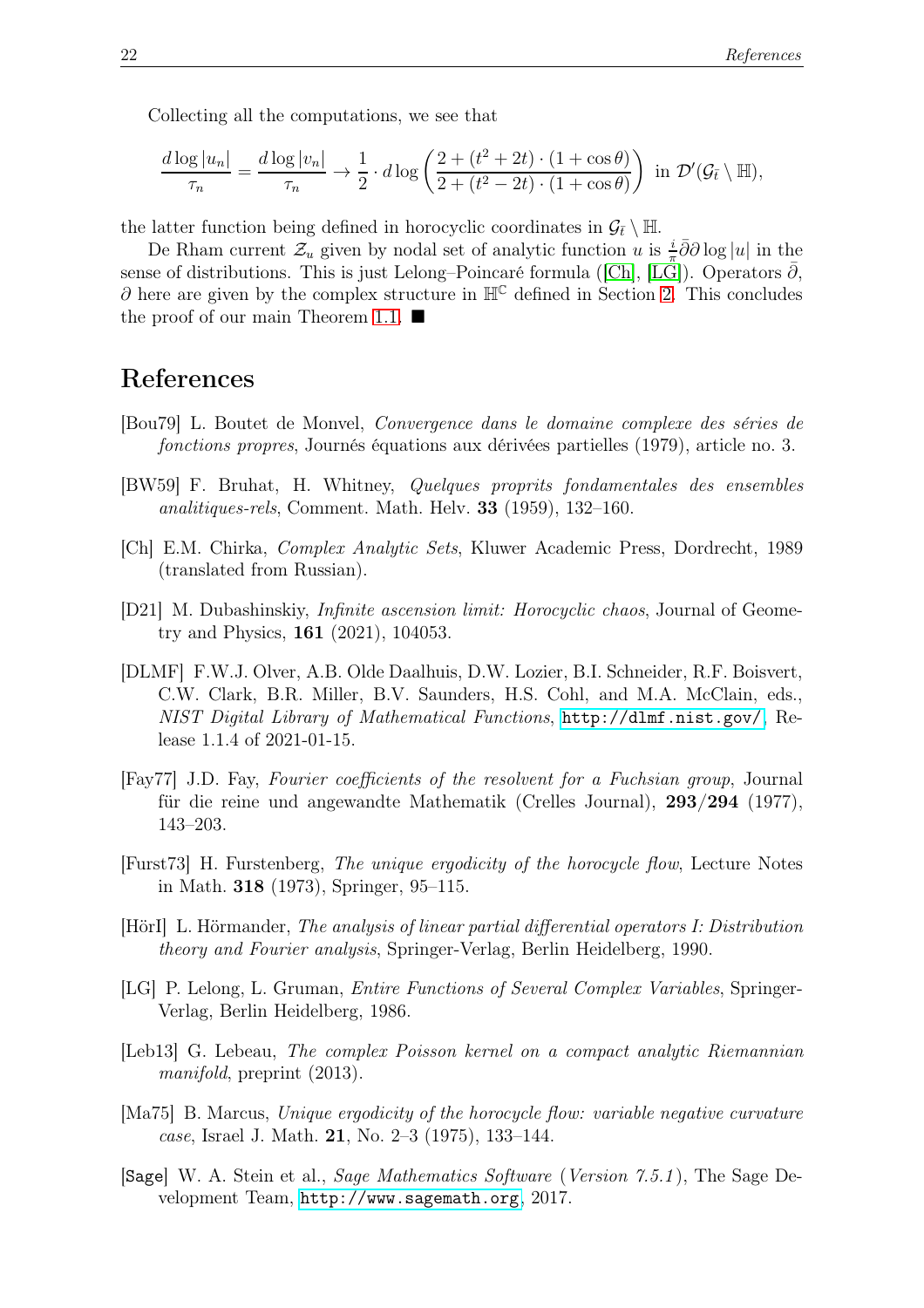Collecting all the computations, we see that

$$\frac{d\log|u_n|}{\tau_n} = \frac{d\log|v_n|}{\tau_n} \to \frac{1}{2}\cdot d\log\left(\frac{2+(t^2+2t)\cdot(1+\cos\theta)}{2+(t^2-2t)\cdot(1+\cos\theta)}\right) \text{ in } \mathcal{D}'(\mathcal{G}_{\bar{t}}\setminus\mathbb{H}),$$

the latter function being defined in horocyclic coordinates in $\mathcal{G}_{\bar{t}}\setminus\mathbb{H}$.

De Rham current $\mathcal{Z}_u$ given by nodal set of analytic function $u$ is $\frac{i}{\pi}\bar{\partial}\partial\log|u|$ in the sense of distributions. This is just Lelong–Poincaré formula ([Ch], [LG]). Operators $\bar{\partial}$, $\partial$ here are given by the complex structure in $\mathbb{H}^{\mathbb{C}}$ defined in Section 2. This concludes the proof of our main Theorem 1.1. ■

# References

[Bou79] L. Boutet de Monvel, *Convergence dans le domaine complexe des séries de fonctions propres*, Journés équations aux dérivées partielles (1979), article no. 3.

[BW59] F. Bruhat, H. Whitney, *Quelques proprits fondamentales des ensembles analitiques-rels*, Comment. Math. Helv. **33** (1959), 132–160.

[Ch] E.M. Chirka, *Complex Analytic Sets*, Kluwer Academic Press, Dordrecht, 1989 (translated from Russian).

[D21] M. Dubashinskiy, *Infinite ascension limit: Horocyclic chaos*, Journal of Geometry and Physics, **161** (2021), 104053.

[DLMF] F.W.J. Olver, A.B. Olde Daalhuis, D.W. Lozier, B.I. Schneider, R.F. Boisvert, C.W. Clark, B.R. Miller, B.V. Saunders, H.S. Cohl, and M.A. McClain, eds., *NIST Digital Library of Mathematical Functions*, http://dlmf.nist.gov/, Release 1.1.4 of 2021-01-15.

[Fay77] J.D. Fay, *Fourier coefficients of the resolvent for a Fuchsian group*, Journal für die reine und angewandte Mathematik (Crelles Journal), **293/294** (1977), 143–203.

[Furst73] H. Furstenberg, *The unique ergodicity of the horocycle flow*, Lecture Notes in Math. **318** (1973), Springer, 95–115.

[HörI] L. Hörmander, *The analysis of linear partial differential operators I: Distribution theory and Fourier analysis*, Springer-Verlag, Berlin Heidelberg, 1990.

[LG] P. Lelong, L. Gruman, *Entire Functions of Several Complex Variables*, Springer-Verlag, Berlin Heidelberg, 1986.

[Leb13] G. Lebeau, *The complex Poisson kernel on a compact analytic Riemannian manifold*, preprint (2013).

[Ma75] B. Marcus, *Unique ergodicity of the horocycle flow: variable negative curvature case*, Israel J. Math. **21**, No. 2–3 (1975), 133–144.

[Sage] W. A. Stein et al., *Sage Mathematics Software* (*Version 7.5.1*), The Sage Development Team, http://www.sagemath.org, 2017.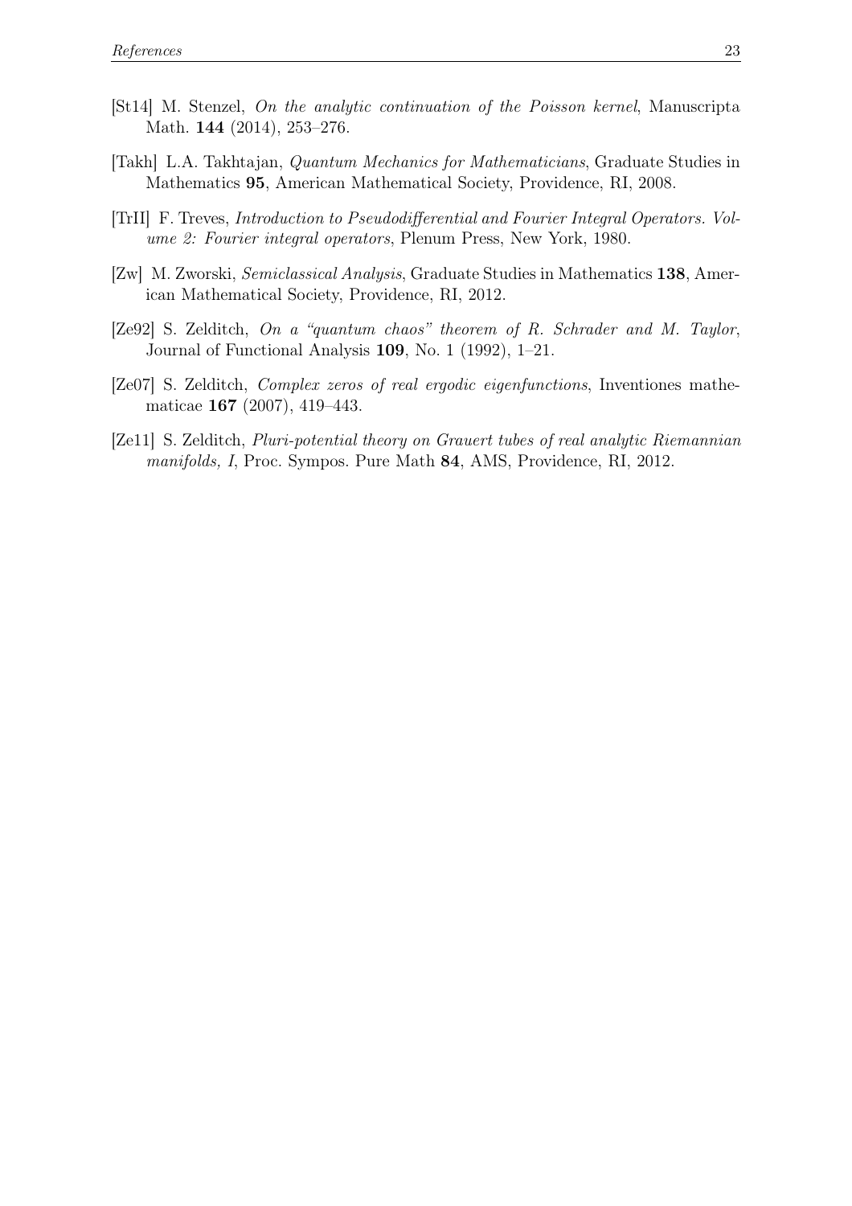[St14] M. Stenzel, *On the analytic continuation of the Poisson kernel*, Manuscripta Math. **144** (2014), 253–276.

[Takh] L.A. Takhtajan, *Quantum Mechanics for Mathematicians*, Graduate Studies in Mathematics **95**, American Mathematical Society, Providence, RI, 2008.

[TrII] F. Treves, *Introduction to Pseudodifferential and Fourier Integral Operators. Volume 2: Fourier integral operators*, Plenum Press, New York, 1980.

[Zw] M. Zworski, *Semiclassical Analysis*, Graduate Studies in Mathematics **138**, American Mathematical Society, Providence, RI, 2012.

[Ze92] S. Zelditch, *On a "quantum chaos" theorem of R. Schrader and M. Taylor*, Journal of Functional Analysis **109**, No. 1 (1992), 1–21.

[Ze07] S. Zelditch, *Complex zeros of real ergodic eigenfunctions*, Inventiones mathematicae **167** (2007), 419–443.

[Ze11] S. Zelditch, *Pluri-potential theory on Grauert tubes of real analytic Riemannian manifolds, I*, Proc. Sympos. Pure Math **84**, AMS, Providence, RI, 2012.